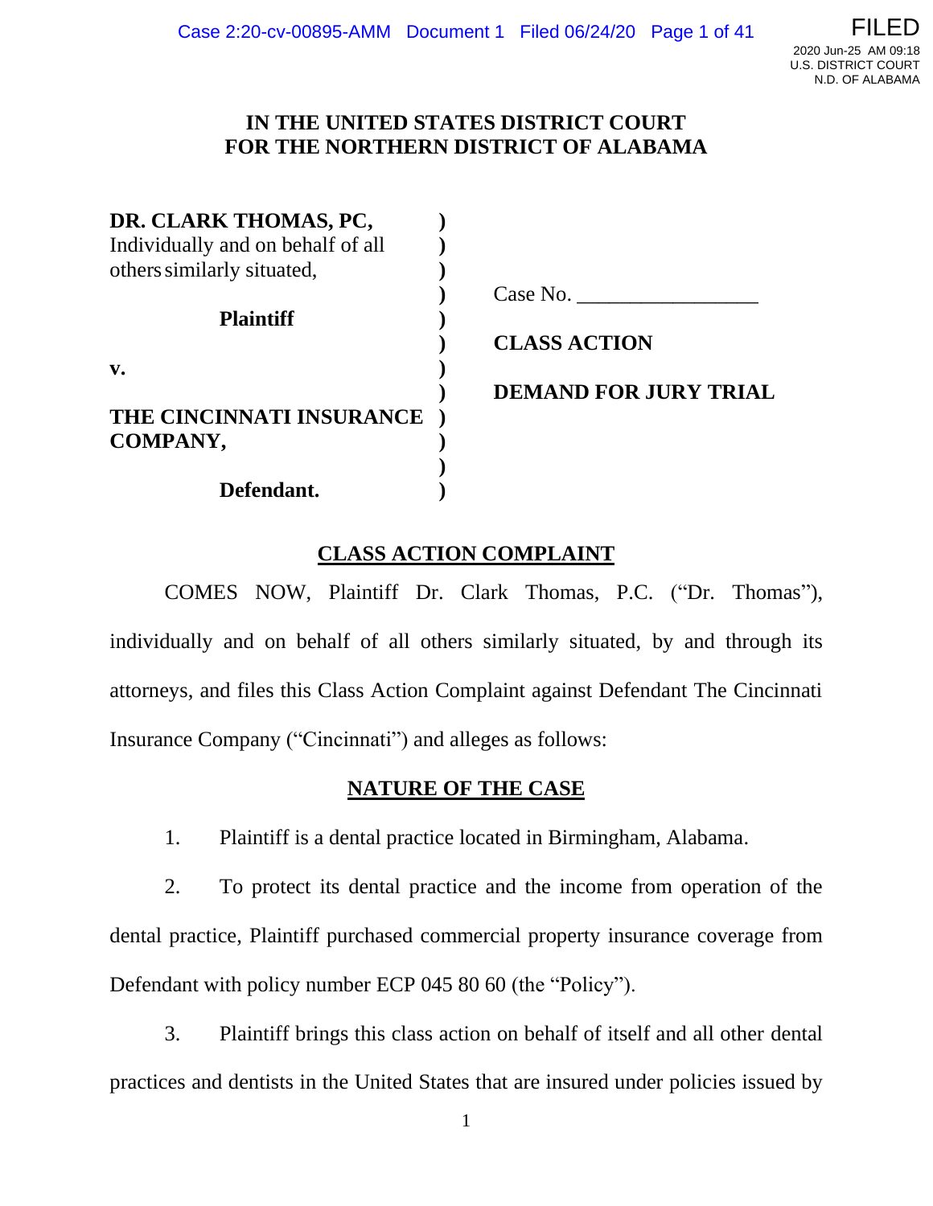# IN THE UNITED STATES DISTRICT COURT FOR THE NORTHERN DISTRICT OF ALABAMA

**DR. CLARK THOMAS, PC,**
Individually and on behalf of all others similarly situated,

**Plaintiff**

**v.**

**THE CINCINNATI INSURANCE COMPANY,**

**Defendant.**

Case No. _________________

**CLASS ACTION**

**DEMAND FOR JURY TRIAL**

## CLASS ACTION COMPLAINT

COMES NOW, Plaintiff Dr. Clark Thomas, P.C. ("Dr. Thomas"), individually and on behalf of all others similarly situated, by and through its attorneys, and files this Class Action Complaint against Defendant The Cincinnati Insurance Company ("Cincinnati") and alleges as follows:

## NATURE OF THE CASE

1. Plaintiff is a dental practice located in Birmingham, Alabama.

2. To protect its dental practice and the income from operation of the dental practice, Plaintiff purchased commercial property insurance coverage from Defendant with policy number ECP 045 80 60 (the "Policy").

3. Plaintiff brings this class action on behalf of itself and all other dental practices and dentists in the United States that are insured under policies issued by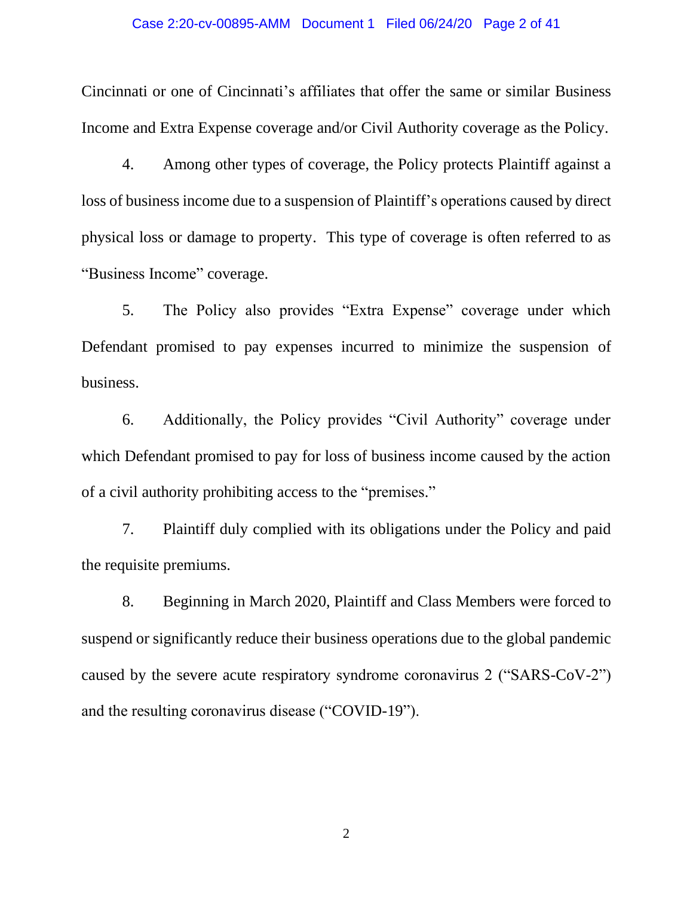Cincinnati or one of Cincinnati's affiliates that offer the same or similar Business Income and Extra Expense coverage and/or Civil Authority coverage as the Policy.

4. Among other types of coverage, the Policy protects Plaintiff against a loss of business income due to a suspension of Plaintiff's operations caused by direct physical loss or damage to property. This type of coverage is often referred to as "Business Income" coverage.

5. The Policy also provides "Extra Expense" coverage under which Defendant promised to pay expenses incurred to minimize the suspension of business.

6. Additionally, the Policy provides "Civil Authority" coverage under which Defendant promised to pay for loss of business income caused by the action of a civil authority prohibiting access to the "premises."

7. Plaintiff duly complied with its obligations under the Policy and paid the requisite premiums.

8. Beginning in March 2020, Plaintiff and Class Members were forced to suspend or significantly reduce their business operations due to the global pandemic caused by the severe acute respiratory syndrome coronavirus 2 ("SARS-CoV-2") and the resulting coronavirus disease ("COVID-19").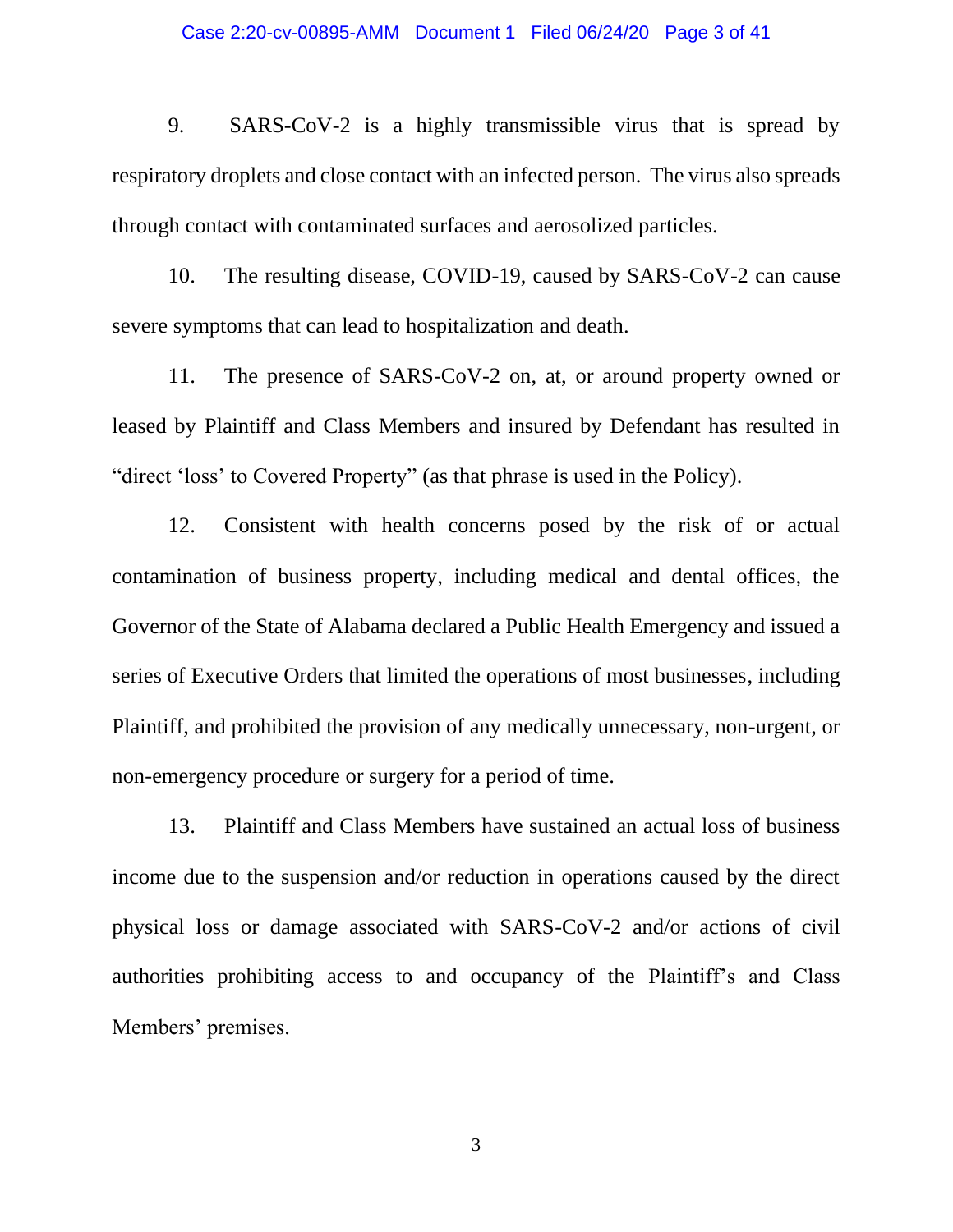9. SARS-CoV-2 is a highly transmissible virus that is spread by respiratory droplets and close contact with an infected person. The virus also spreads through contact with contaminated surfaces and aerosolized particles.

10. The resulting disease, COVID-19, caused by SARS-CoV-2 can cause severe symptoms that can lead to hospitalization and death.

11. The presence of SARS-CoV-2 on, at, or around property owned or leased by Plaintiff and Class Members and insured by Defendant has resulted in "direct 'loss' to Covered Property" (as that phrase is used in the Policy).

12. Consistent with health concerns posed by the risk of or actual contamination of business property, including medical and dental offices, the Governor of the State of Alabama declared a Public Health Emergency and issued a series of Executive Orders that limited the operations of most businesses, including Plaintiff, and prohibited the provision of any medically unnecessary, non-urgent, or non-emergency procedure or surgery for a period of time.

13. Plaintiff and Class Members have sustained an actual loss of business income due to the suspension and/or reduction in operations caused by the direct physical loss or damage associated with SARS-CoV-2 and/or actions of civil authorities prohibiting access to and occupancy of the Plaintiff's and Class Members' premises.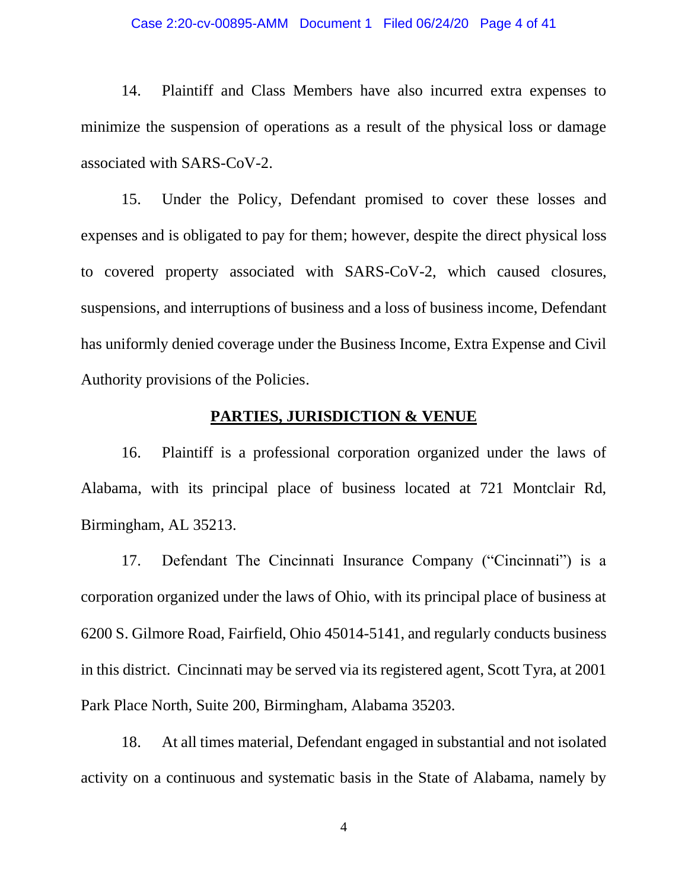14. Plaintiff and Class Members have also incurred extra expenses to minimize the suspension of operations as a result of the physical loss or damage associated with SARS-CoV-2.

15. Under the Policy, Defendant promised to cover these losses and expenses and is obligated to pay for them; however, despite the direct physical loss to covered property associated with SARS-CoV-2, which caused closures, suspensions, and interruptions of business and a loss of business income, Defendant has uniformly denied coverage under the Business Income, Extra Expense and Civil Authority provisions of the Policies.

## PARTIES, JURISDICTION & VENUE

16. Plaintiff is a professional corporation organized under the laws of Alabama, with its principal place of business located at 721 Montclair Rd, Birmingham, AL 35213.

17. Defendant The Cincinnati Insurance Company ("Cincinnati") is a corporation organized under the laws of Ohio, with its principal place of business at 6200 S. Gilmore Road, Fairfield, Ohio 45014-5141, and regularly conducts business in this district. Cincinnati may be served via its registered agent, Scott Tyra, at 2001 Park Place North, Suite 200, Birmingham, Alabama 35203.

18. At all times material, Defendant engaged in substantial and not isolated activity on a continuous and systematic basis in the State of Alabama, namely by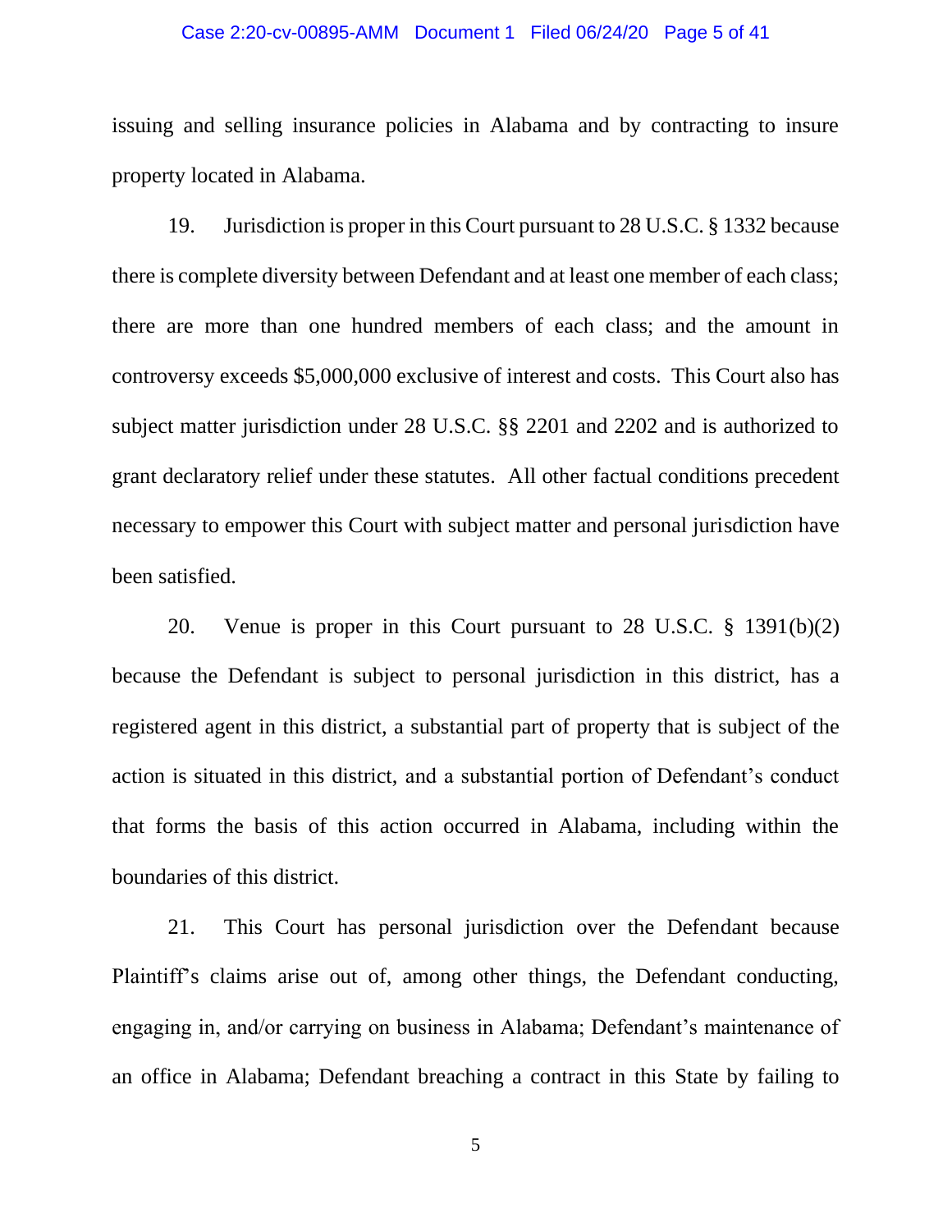issuing and selling insurance policies in Alabama and by contracting to insure property located in Alabama.

19. Jurisdiction is proper in this Court pursuant to 28 U.S.C. § 1332 because there is complete diversity between Defendant and at least one member of each class; there are more than one hundred members of each class; and the amount in controversy exceeds $5,000,000 exclusive of interest and costs. This Court also has subject matter jurisdiction under 28 U.S.C. §§ 2201 and 2202 and is authorized to grant declaratory relief under these statutes. All other factual conditions precedent necessary to empower this Court with subject matter and personal jurisdiction have been satisfied.

20. Venue is proper in this Court pursuant to 28 U.S.C. § 1391(b)(2) because the Defendant is subject to personal jurisdiction in this district, has a registered agent in this district, a substantial part of property that is subject of the action is situated in this district, and a substantial portion of Defendant's conduct that forms the basis of this action occurred in Alabama, including within the boundaries of this district.

21. This Court has personal jurisdiction over the Defendant because Plaintiff's claims arise out of, among other things, the Defendant conducting, engaging in, and/or carrying on business in Alabama; Defendant's maintenance of an office in Alabama; Defendant breaching a contract in this State by failing to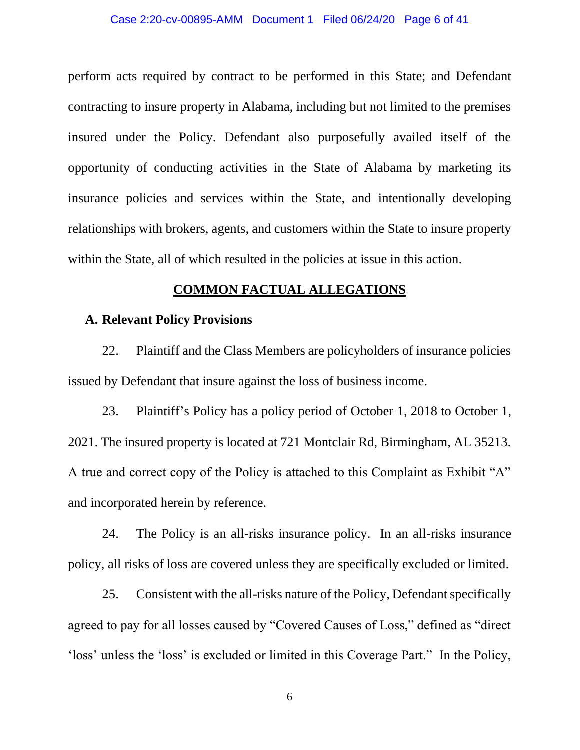perform acts required by contract to be performed in this State; and Defendant contracting to insure property in Alabama, including but not limited to the premises insured under the Policy. Defendant also purposefully availed itself of the opportunity of conducting activities in the State of Alabama by marketing its insurance policies and services within the State, and intentionally developing relationships with brokers, agents, and customers within the State to insure property within the State, all of which resulted in the policies at issue in this action.

## COMMON FACTUAL ALLEGATIONS

### A. Relevant Policy Provisions

22. Plaintiff and the Class Members are policyholders of insurance policies issued by Defendant that insure against the loss of business income.

23. Plaintiff's Policy has a policy period of October 1, 2018 to October 1, 2021. The insured property is located at 721 Montclair Rd, Birmingham, AL 35213. A true and correct copy of the Policy is attached to this Complaint as Exhibit "A" and incorporated herein by reference.

24. The Policy is an all-risks insurance policy. In an all-risks insurance policy, all risks of loss are covered unless they are specifically excluded or limited.

25. Consistent with the all-risks nature of the Policy, Defendant specifically agreed to pay for all losses caused by "Covered Causes of Loss," defined as "direct 'loss' unless the 'loss' is excluded or limited in this Coverage Part." In the Policy,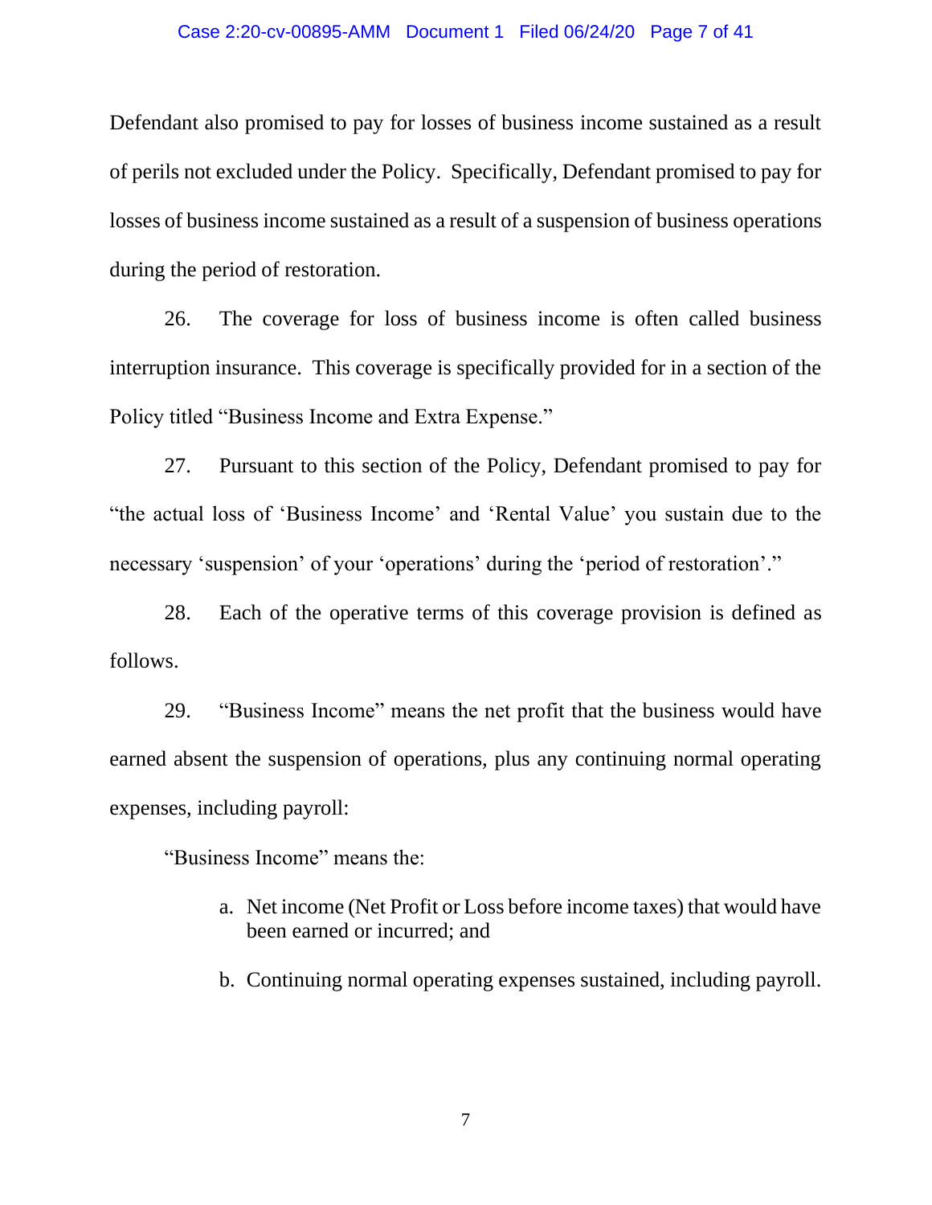Defendant also promised to pay for losses of business income sustained as a result of perils not excluded under the Policy. Specifically, Defendant promised to pay for losses of business income sustained as a result of a suspension of business operations during the period of restoration.

26. The coverage for loss of business income is often called business interruption insurance. This coverage is specifically provided for in a section of the Policy titled "Business Income and Extra Expense."

27. Pursuant to this section of the Policy, Defendant promised to pay for "the actual loss of 'Business Income' and 'Rental Value' you sustain due to the necessary 'suspension' of your 'operations' during the 'period of restoration'."

28. Each of the operative terms of this coverage provision is defined as follows.

29. "Business Income" means the net profit that the business would have earned absent the suspension of operations, plus any continuing normal operating expenses, including payroll:

> "Business Income" means the:
>
> a. Net income (Net Profit or Loss before income taxes) that would have been earned or incurred; and
>
> b. Continuing normal operating expenses sustained, including payroll.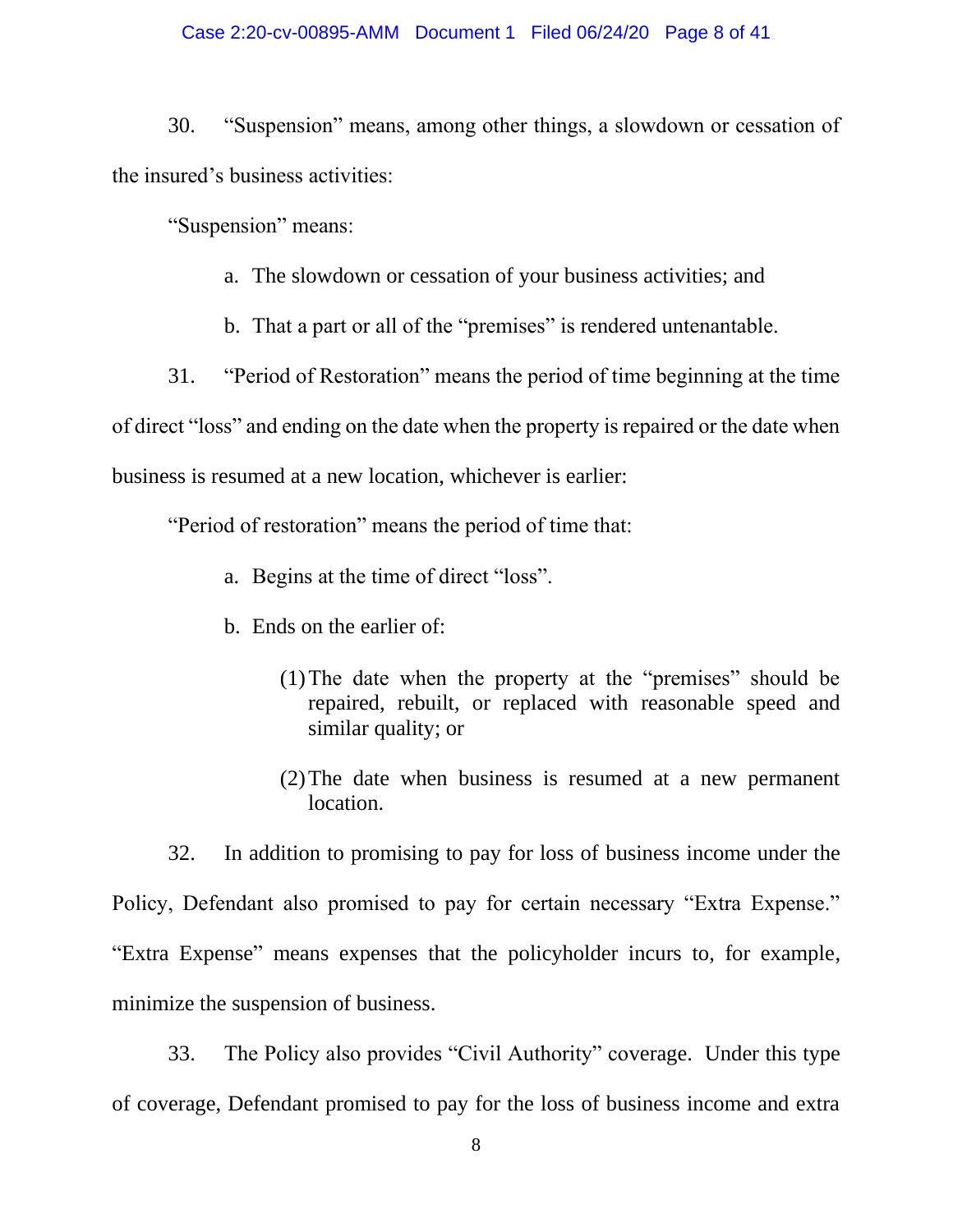30. "Suspension" means, among other things, a slowdown or cessation of the insured's business activities:

> "Suspension" means:
>
> a. The slowdown or cessation of your business activities; and
>
> b. That a part or all of the "premises" is rendered untenantable.

31. "Period of Restoration" means the period of time beginning at the time of direct "loss" and ending on the date when the property is repaired or the date when business is resumed at a new location, whichever is earlier:

> "Period of restoration" means the period of time that:
>
> a. Begins at the time of direct "loss".
>
> b. Ends on the earlier of:
>
> > (1) The date when the property at the "premises" should be repaired, rebuilt, or replaced with reasonable speed and similar quality; or
> >
> > (2) The date when business is resumed at a new permanent location.

32. In addition to promising to pay for loss of business income under the Policy, Defendant also promised to pay for certain necessary "Extra Expense." "Extra Expense" means expenses that the policyholder incurs to, for example, minimize the suspension of business.

33. The Policy also provides "Civil Authority" coverage. Under this type of coverage, Defendant promised to pay for the loss of business income and extra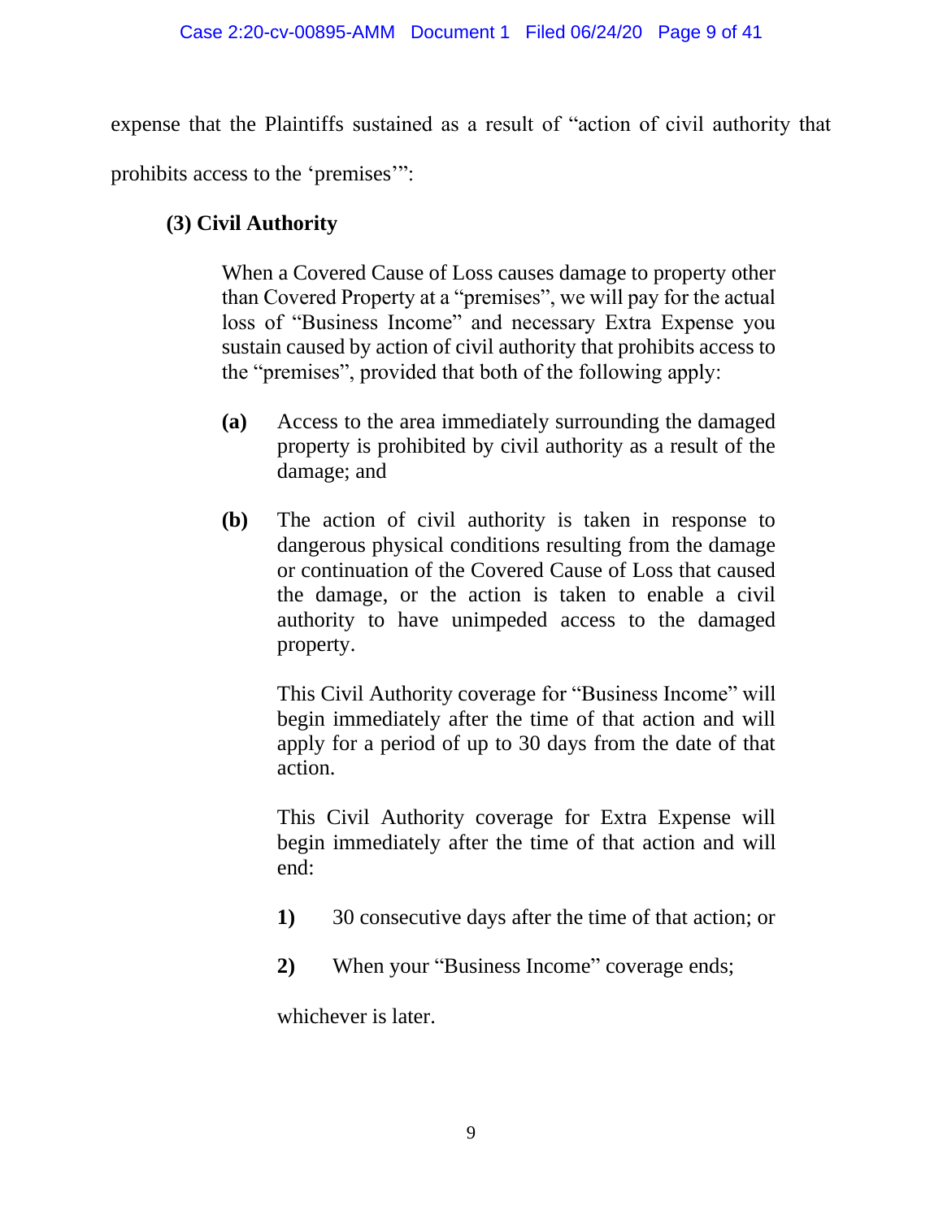expense that the Plaintiffs sustained as a result of "action of civil authority that prohibits access to the 'premises'":

> **(3) Civil Authority**
>
> When a Covered Cause of Loss causes damage to property other than Covered Property at a "premises", we will pay for the actual loss of "Business Income" and necessary Extra Expense you sustain caused by action of civil authority that prohibits access to the "premises", provided that both of the following apply:
>
> **(a)** Access to the area immediately surrounding the damaged property is prohibited by civil authority as a result of the damage; and
>
> **(b)** The action of civil authority is taken in response to dangerous physical conditions resulting from the damage or continuation of the Covered Cause of Loss that caused the damage, or the action is taken to enable a civil authority to have unimpeded access to the damaged property.
>
> This Civil Authority coverage for "Business Income" will begin immediately after the time of that action and will apply for a period of up to 30 days from the date of that action.
>
> This Civil Authority coverage for Extra Expense will begin immediately after the time of that action and will end:
>
> **1)** 30 consecutive days after the time of that action; or
>
> **2)** When your "Business Income" coverage ends;
>
> whichever is later.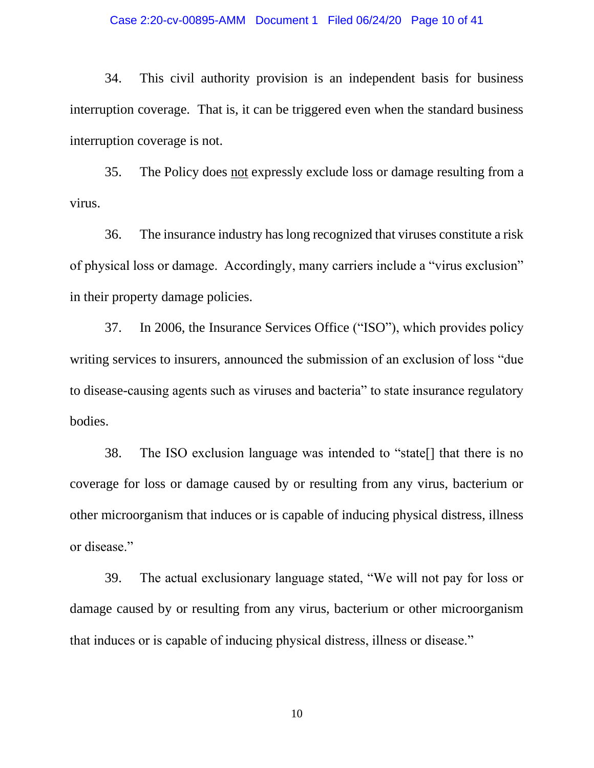34. This civil authority provision is an independent basis for business interruption coverage. That is, it can be triggered even when the standard business interruption coverage is not.

35. The Policy does not expressly exclude loss or damage resulting from a virus.

36. The insurance industry has long recognized that viruses constitute a risk of physical loss or damage. Accordingly, many carriers include a "virus exclusion" in their property damage policies.

37. In 2006, the Insurance Services Office ("ISO"), which provides policy writing services to insurers, announced the submission of an exclusion of loss "due to disease-causing agents such as viruses and bacteria" to state insurance regulatory bodies.

38. The ISO exclusion language was intended to "state[] that there is no coverage for loss or damage caused by or resulting from any virus, bacterium or other microorganism that induces or is capable of inducing physical distress, illness or disease."

39. The actual exclusionary language stated, "We will not pay for loss or damage caused by or resulting from any virus, bacterium or other microorganism that induces or is capable of inducing physical distress, illness or disease."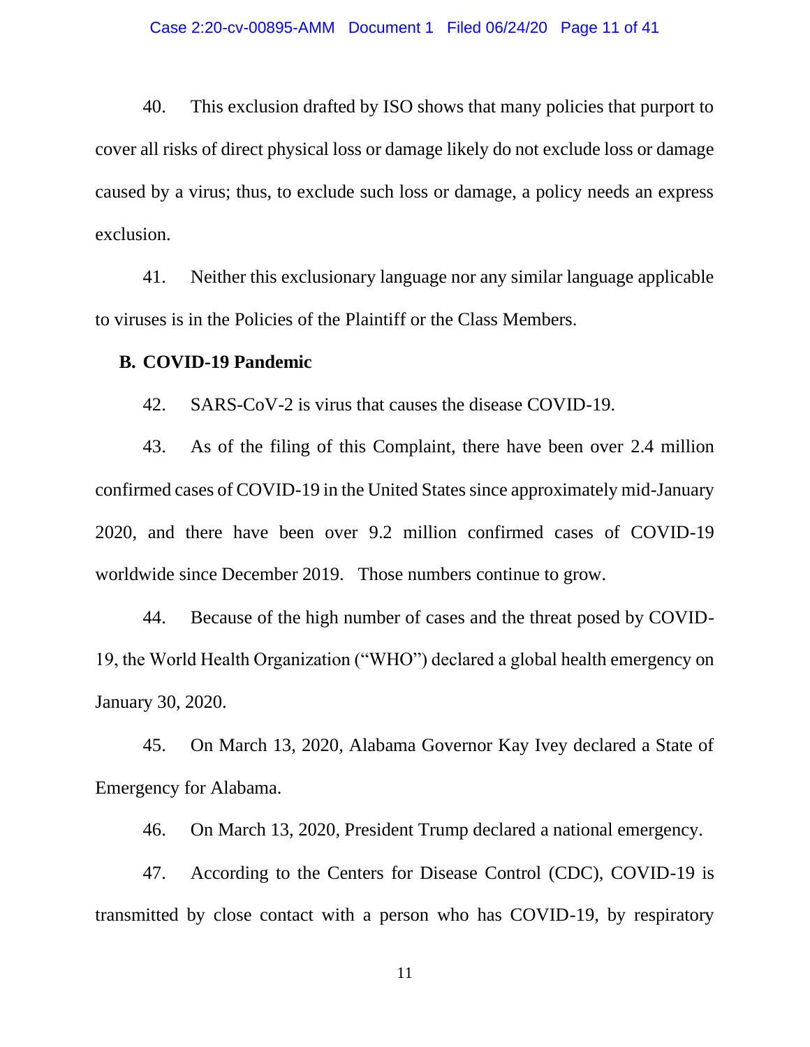40. This exclusion drafted by ISO shows that many policies that purport to cover all risks of direct physical loss or damage likely do not exclude loss or damage caused by a virus; thus, to exclude such loss or damage, a policy needs an express exclusion.

41. Neither this exclusionary language nor any similar language applicable to viruses is in the Policies of the Plaintiff or the Class Members.

## B. COVID-19 Pandemic

42. SARS-CoV-2 is virus that causes the disease COVID-19.

43. As of the filing of this Complaint, there have been over 2.4 million confirmed cases of COVID-19 in the United States since approximately mid-January 2020, and there have been over 9.2 million confirmed cases of COVID-19 worldwide since December 2019. Those numbers continue to grow.

44. Because of the high number of cases and the threat posed by COVID-19, the World Health Organization ("WHO") declared a global health emergency on January 30, 2020.

45. On March 13, 2020, Alabama Governor Kay Ivey declared a State of Emergency for Alabama.

46. On March 13, 2020, President Trump declared a national emergency.

47. According to the Centers for Disease Control (CDC), COVID-19 is transmitted by close contact with a person who has COVID-19, by respiratory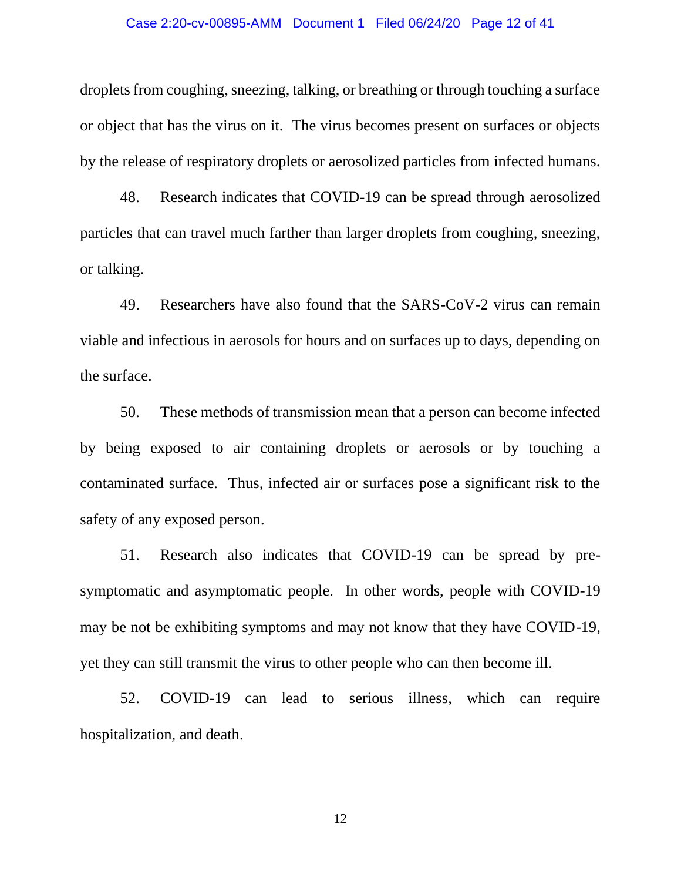droplets from coughing, sneezing, talking, or breathing or through touching a surface or object that has the virus on it. The virus becomes present on surfaces or objects by the release of respiratory droplets or aerosolized particles from infected humans.

48. Research indicates that COVID-19 can be spread through aerosolized particles that can travel much farther than larger droplets from coughing, sneezing, or talking.

49. Researchers have also found that the SARS-CoV-2 virus can remain viable and infectious in aerosols for hours and on surfaces up to days, depending on the surface.

50. These methods of transmission mean that a person can become infected by being exposed to air containing droplets or aerosols or by touching a contaminated surface. Thus, infected air or surfaces pose a significant risk to the safety of any exposed person.

51. Research also indicates that COVID-19 can be spread by pre-symptomatic and asymptomatic people. In other words, people with COVID-19 may be not be exhibiting symptoms and may not know that they have COVID-19, yet they can still transmit the virus to other people who can then become ill.

52. COVID-19 can lead to serious illness, which can require hospitalization, and death.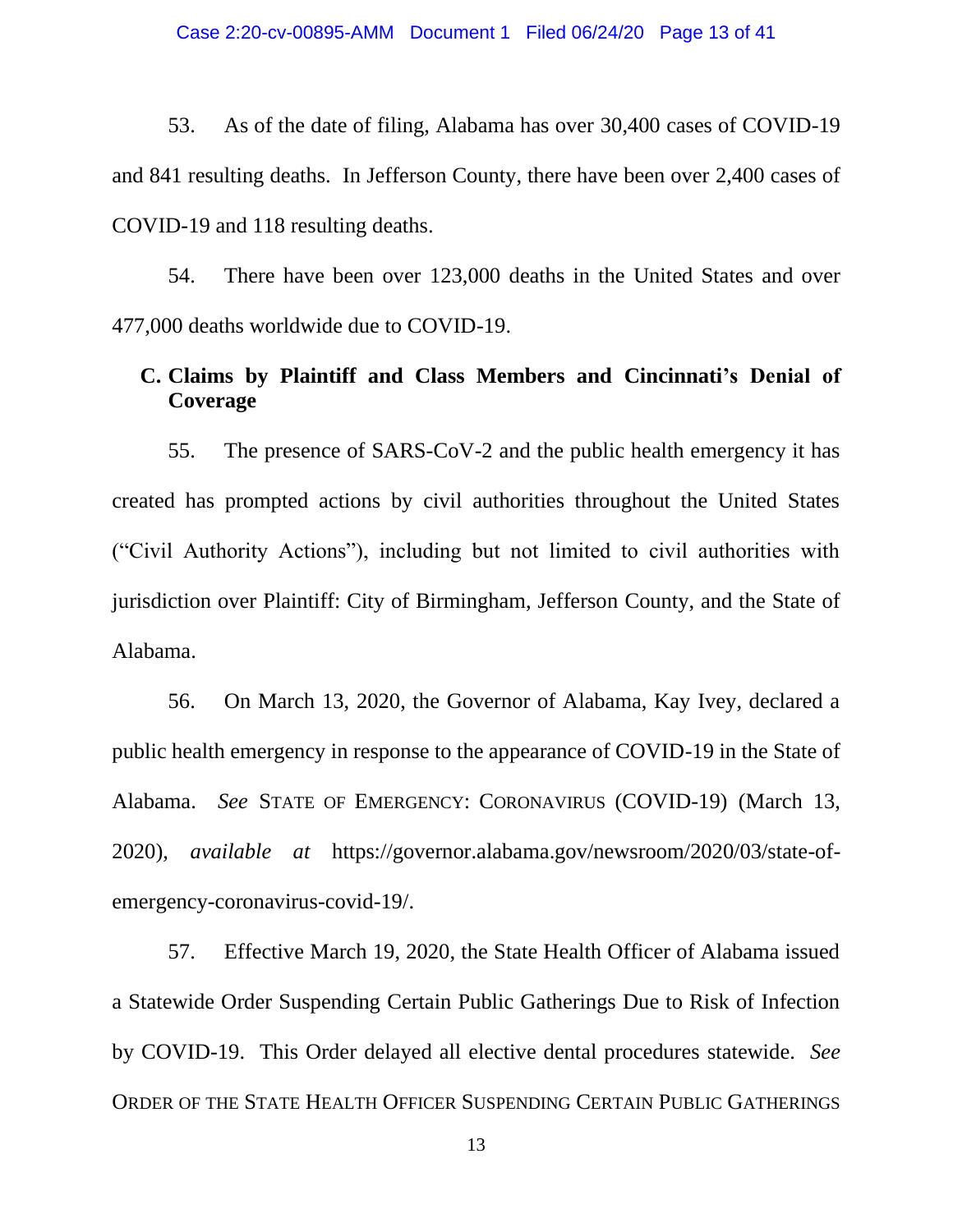53. As of the date of filing, Alabama has over 30,400 cases of COVID-19 and 841 resulting deaths. In Jefferson County, there have been over 2,400 cases of COVID-19 and 118 resulting deaths.

54. There have been over 123,000 deaths in the United States and over 477,000 deaths worldwide due to COVID-19.

### C. Claims by Plaintiff and Class Members and Cincinnati's Denial of Coverage

55. The presence of SARS-CoV-2 and the public health emergency it has created has prompted actions by civil authorities throughout the United States ("Civil Authority Actions"), including but not limited to civil authorities with jurisdiction over Plaintiff: City of Birmingham, Jefferson County, and the State of Alabama.

56. On March 13, 2020, the Governor of Alabama, Kay Ivey, declared a public health emergency in response to the appearance of COVID-19 in the State of Alabama. *See* STATE OF EMERGENCY: CORONAVIRUS (COVID-19) (March 13, 2020), *available at* https://governor.alabama.gov/newsroom/2020/03/state-of-emergency-coronavirus-covid-19/.

57. Effective March 19, 2020, the State Health Officer of Alabama issued a Statewide Order Suspending Certain Public Gatherings Due to Risk of Infection by COVID-19. This Order delayed all elective dental procedures statewide. *See* ORDER OF THE STATE HEALTH OFFICER SUSPENDING CERTAIN PUBLIC GATHERINGS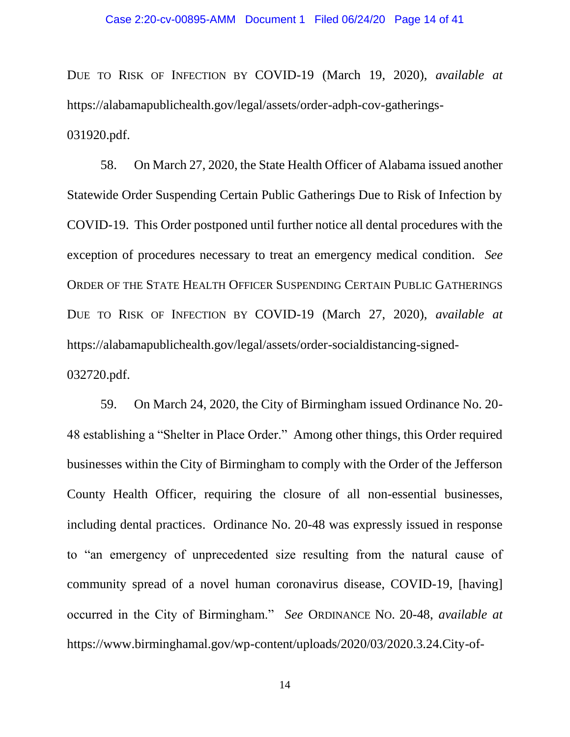DUE TO RISK OF INFECTION BY COVID-19 (March 19, 2020), *available at* https://alabamapublichealth.gov/legal/assets/order-adph-cov-gatherings-031920.pdf.

58. On March 27, 2020, the State Health Officer of Alabama issued another Statewide Order Suspending Certain Public Gatherings Due to Risk of Infection by COVID-19. This Order postponed until further notice all dental procedures with the exception of procedures necessary to treat an emergency medical condition. *See* ORDER OF THE STATE HEALTH OFFICER SUSPENDING CERTAIN PUBLIC GATHERINGS DUE TO RISK OF INFECTION BY COVID-19 (March 27, 2020), *available at* https://alabamapublichealth.gov/legal/assets/order-socialdistancing-signed-032720.pdf.

59. On March 24, 2020, the City of Birmingham issued Ordinance No. 20-48 establishing a "Shelter in Place Order." Among other things, this Order required businesses within the City of Birmingham to comply with the Order of the Jefferson County Health Officer, requiring the closure of all non-essential businesses, including dental practices. Ordinance No. 20-48 was expressly issued in response to "an emergency of unprecedented size resulting from the natural cause of community spread of a novel human coronavirus disease, COVID-19, [having] occurred in the City of Birmingham." *See* ORDINANCE NO. 20-48, *available at* https://www.birminghamal.gov/wp-content/uploads/2020/03/2020.3.24.City-of-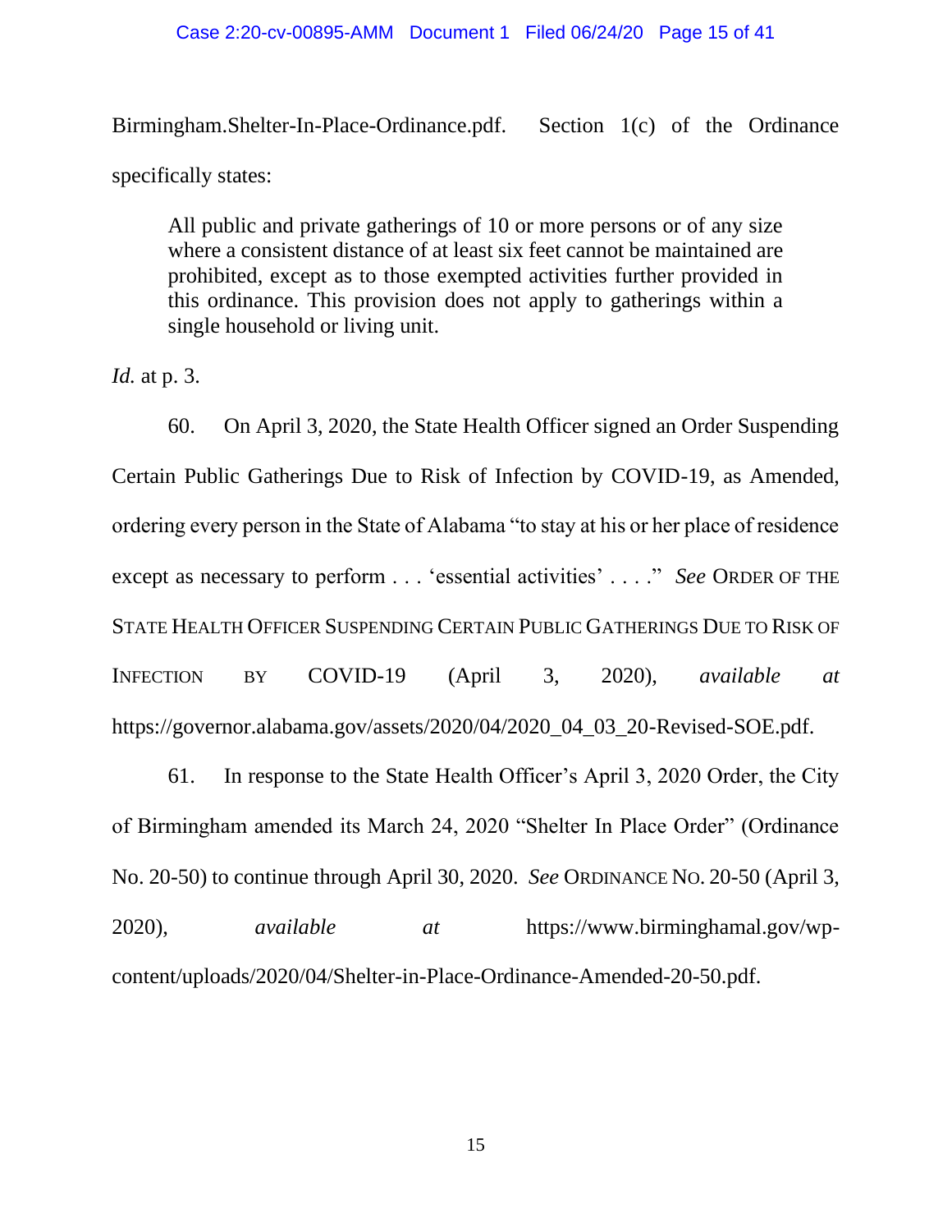Birmingham.Shelter-In-Place-Ordinance.pdf. Section 1(c) of the Ordinance specifically states:

> All public and private gatherings of 10 or more persons or of any size where a consistent distance of at least six feet cannot be maintained are prohibited, except as to those exempted activities further provided in this ordinance. This provision does not apply to gatherings within a single household or living unit.

*Id.* at p. 3.

60. On April 3, 2020, the State Health Officer signed an Order Suspending Certain Public Gatherings Due to Risk of Infection by COVID-19, as Amended, ordering every person in the State of Alabama "to stay at his or her place of residence except as necessary to perform . . . 'essential activities' . . . ." *See* ORDER OF THE STATE HEALTH OFFICER SUSPENDING CERTAIN PUBLIC GATHERINGS DUE TO RISK OF INFECTION BY COVID-19 (April 3, 2020), *available at* https://governor.alabama.gov/assets/2020/04/2020_04_03_20-Revised-SOE.pdf.

61. In response to the State Health Officer's April 3, 2020 Order, the City of Birmingham amended its March 24, 2020 "Shelter In Place Order" (Ordinance No. 20-50) to continue through April 30, 2020. *See* ORDINANCE NO. 20-50 (April 3, 2020), *available at* https://www.birminghamal.gov/wp-content/uploads/2020/04/Shelter-in-Place-Ordinance-Amended-20-50.pdf.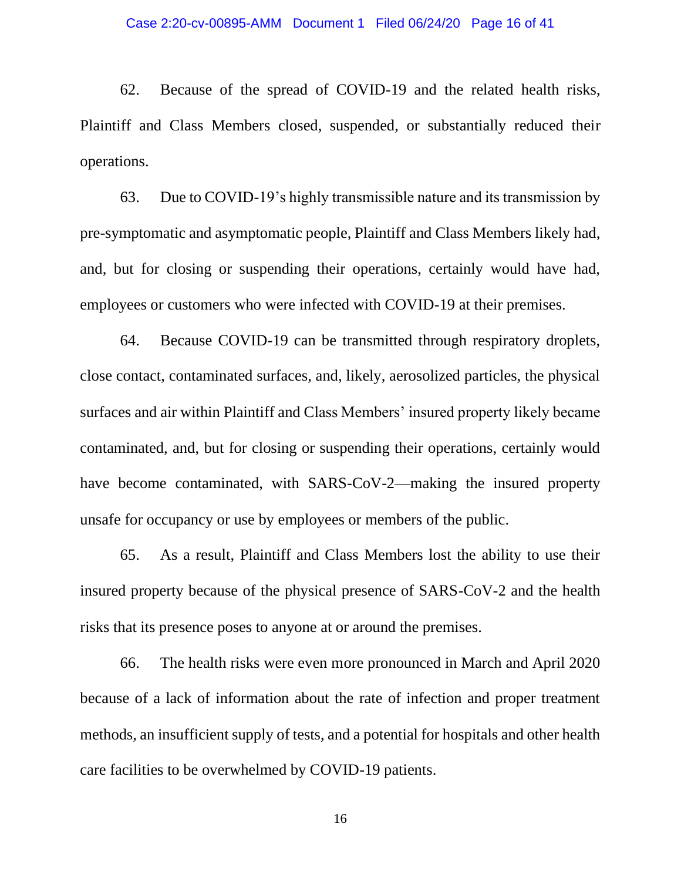62. Because of the spread of COVID-19 and the related health risks, Plaintiff and Class Members closed, suspended, or substantially reduced their operations.

63. Due to COVID-19's highly transmissible nature and its transmission by pre-symptomatic and asymptomatic people, Plaintiff and Class Members likely had, and, but for closing or suspending their operations, certainly would have had, employees or customers who were infected with COVID-19 at their premises.

64. Because COVID-19 can be transmitted through respiratory droplets, close contact, contaminated surfaces, and, likely, aerosolized particles, the physical surfaces and air within Plaintiff and Class Members' insured property likely became contaminated, and, but for closing or suspending their operations, certainly would have become contaminated, with SARS-CoV-2—making the insured property unsafe for occupancy or use by employees or members of the public.

65. As a result, Plaintiff and Class Members lost the ability to use their insured property because of the physical presence of SARS-CoV-2 and the health risks that its presence poses to anyone at or around the premises.

66. The health risks were even more pronounced in March and April 2020 because of a lack of information about the rate of infection and proper treatment methods, an insufficient supply of tests, and a potential for hospitals and other health care facilities to be overwhelmed by COVID-19 patients.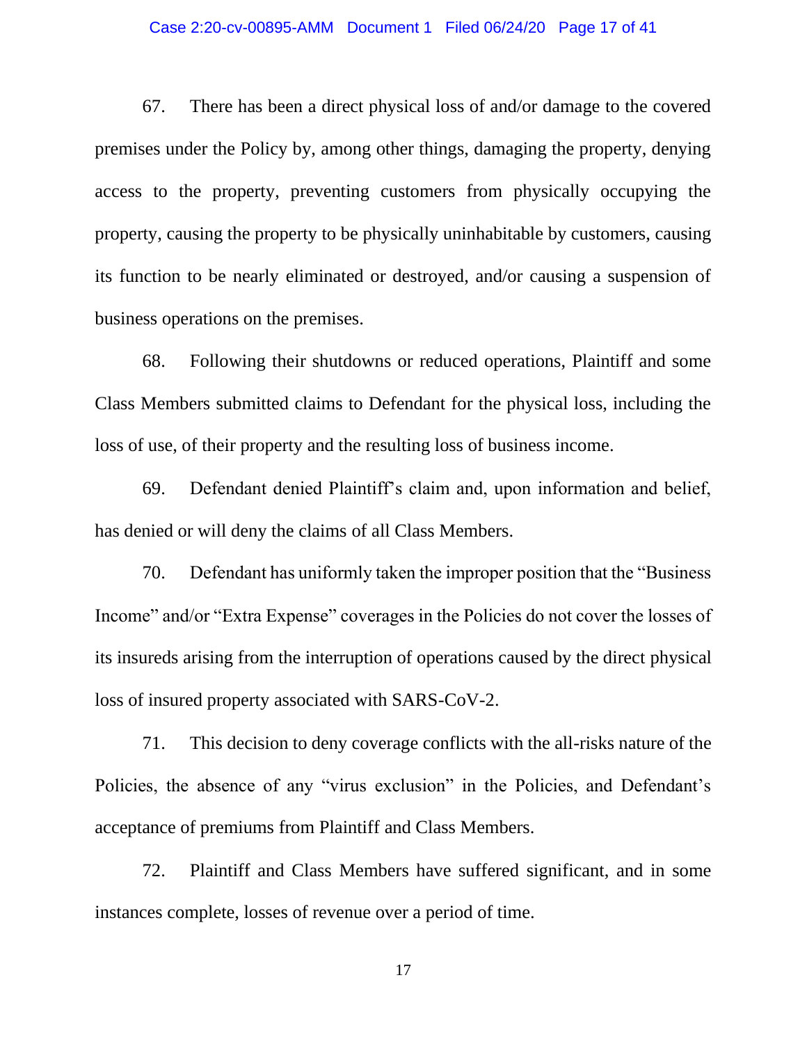67. There has been a direct physical loss of and/or damage to the covered premises under the Policy by, among other things, damaging the property, denying access to the property, preventing customers from physically occupying the property, causing the property to be physically uninhabitable by customers, causing its function to be nearly eliminated or destroyed, and/or causing a suspension of business operations on the premises.

68. Following their shutdowns or reduced operations, Plaintiff and some Class Members submitted claims to Defendant for the physical loss, including the loss of use, of their property and the resulting loss of business income.

69. Defendant denied Plaintiff's claim and, upon information and belief, has denied or will deny the claims of all Class Members.

70. Defendant has uniformly taken the improper position that the "Business Income" and/or "Extra Expense" coverages in the Policies do not cover the losses of its insureds arising from the interruption of operations caused by the direct physical loss of insured property associated with SARS-CoV-2.

71. This decision to deny coverage conflicts with the all-risks nature of the Policies, the absence of any "virus exclusion" in the Policies, and Defendant's acceptance of premiums from Plaintiff and Class Members.

72. Plaintiff and Class Members have suffered significant, and in some instances complete, losses of revenue over a period of time.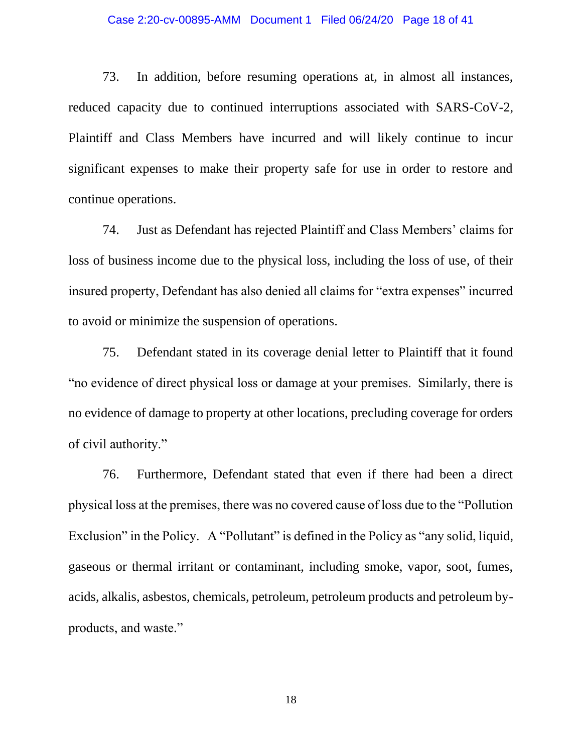73. In addition, before resuming operations at, in almost all instances, reduced capacity due to continued interruptions associated with SARS-CoV-2, Plaintiff and Class Members have incurred and will likely continue to incur significant expenses to make their property safe for use in order to restore and continue operations.

74. Just as Defendant has rejected Plaintiff and Class Members' claims for loss of business income due to the physical loss, including the loss of use, of their insured property, Defendant has also denied all claims for "extra expenses" incurred to avoid or minimize the suspension of operations.

75. Defendant stated in its coverage denial letter to Plaintiff that it found "no evidence of direct physical loss or damage at your premises. Similarly, there is no evidence of damage to property at other locations, precluding coverage for orders of civil authority."

76. Furthermore, Defendant stated that even if there had been a direct physical loss at the premises, there was no covered cause of loss due to the "Pollution Exclusion" in the Policy. A "Pollutant" is defined in the Policy as "any solid, liquid, gaseous or thermal irritant or contaminant, including smoke, vapor, soot, fumes, acids, alkalis, asbestos, chemicals, petroleum, petroleum products and petroleum by-products, and waste."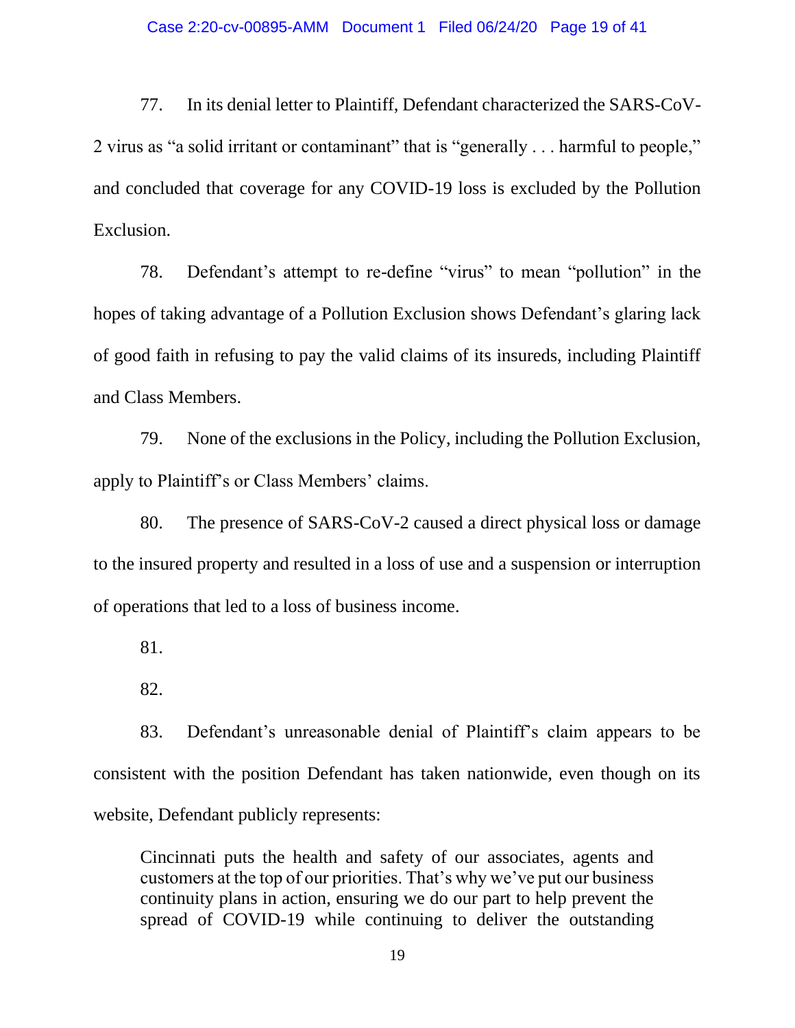77. In its denial letter to Plaintiff, Defendant characterized the SARS-CoV-2 virus as "a solid irritant or contaminant" that is "generally . . . harmful to people," and concluded that coverage for any COVID-19 loss is excluded by the Pollution Exclusion.

78. Defendant's attempt to re-define "virus" to mean "pollution" in the hopes of taking advantage of a Pollution Exclusion shows Defendant's glaring lack of good faith in refusing to pay the valid claims of its insureds, including Plaintiff and Class Members.

79. None of the exclusions in the Policy, including the Pollution Exclusion, apply to Plaintiff's or Class Members' claims.

80. The presence of SARS-CoV-2 caused a direct physical loss or damage to the insured property and resulted in a loss of use and a suspension or interruption of operations that led to a loss of business income.

81.

82.

83. Defendant's unreasonable denial of Plaintiff's claim appears to be consistent with the position Defendant has taken nationwide, even though on its website, Defendant publicly represents:

> Cincinnati puts the health and safety of our associates, agents and customers at the top of our priorities. That's why we've put our business continuity plans in action, ensuring we do our part to help prevent the spread of COVID-19 while continuing to deliver the outstanding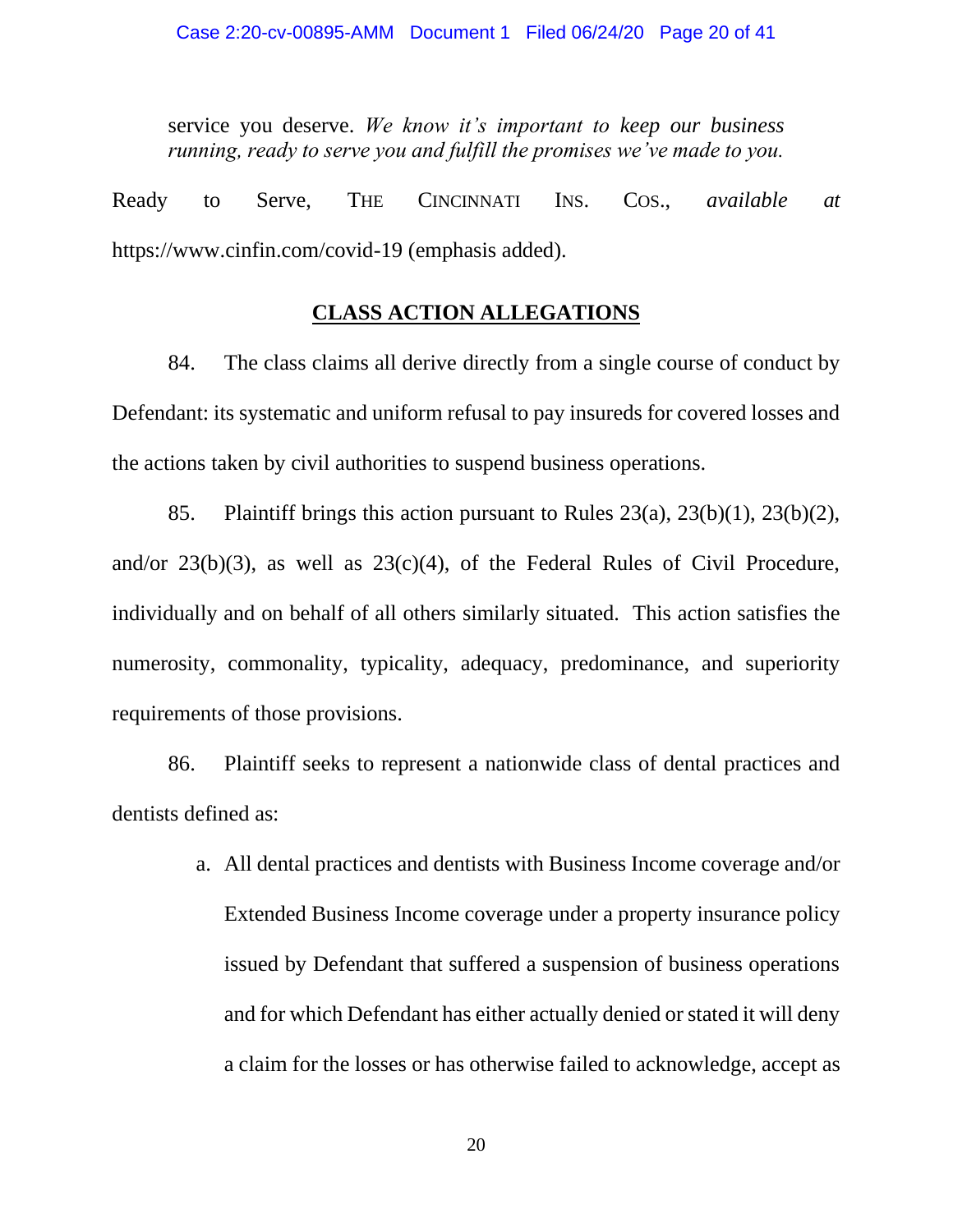service you deserve. *We know it's important to keep our business running, ready to serve you and fulfill the promises we've made to you.*

Ready to Serve, THE CINCINNATI INS. COS., *available at* https://www.cinfin.com/covid-19 (emphasis added).

## CLASS ACTION ALLEGATIONS

84. The class claims all derive directly from a single course of conduct by Defendant: its systematic and uniform refusal to pay insureds for covered losses and the actions taken by civil authorities to suspend business operations.

85. Plaintiff brings this action pursuant to Rules 23(a), 23(b)(1), 23(b)(2), and/or 23(b)(3), as well as 23(c)(4), of the Federal Rules of Civil Procedure, individually and on behalf of all others similarly situated. This action satisfies the numerosity, commonality, typicality, adequacy, predominance, and superiority requirements of those provisions.

86. Plaintiff seeks to represent a nationwide class of dental practices and dentists defined as:

a. All dental practices and dentists with Business Income coverage and/or Extended Business Income coverage under a property insurance policy issued by Defendant that suffered a suspension of business operations and for which Defendant has either actually denied or stated it will deny a claim for the losses or has otherwise failed to acknowledge, accept as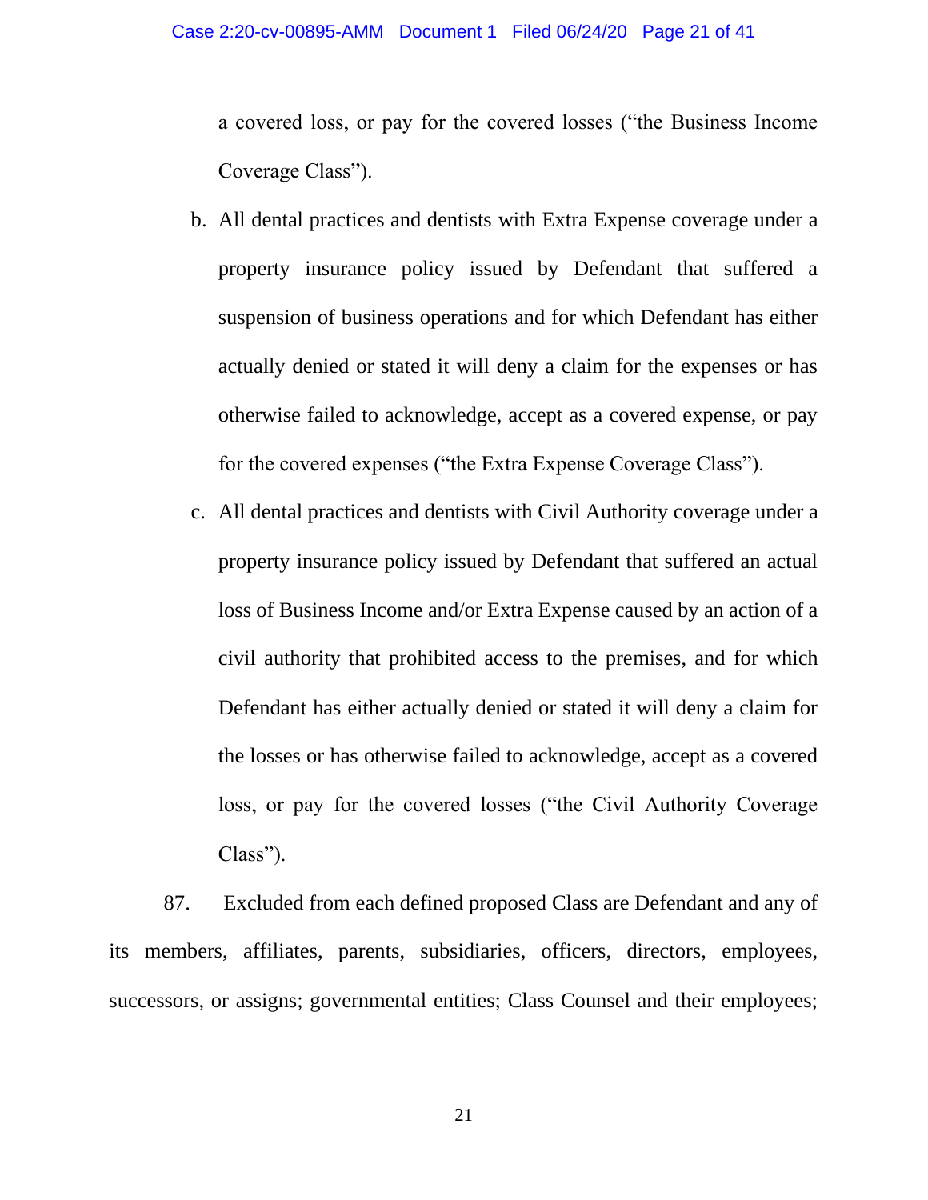a covered loss, or pay for the covered losses ("the Business Income Coverage Class").

b. All dental practices and dentists with Extra Expense coverage under a property insurance policy issued by Defendant that suffered a suspension of business operations and for which Defendant has either actually denied or stated it will deny a claim for the expenses or has otherwise failed to acknowledge, accept as a covered expense, or pay for the covered expenses ("the Extra Expense Coverage Class").

c. All dental practices and dentists with Civil Authority coverage under a property insurance policy issued by Defendant that suffered an actual loss of Business Income and/or Extra Expense caused by an action of a civil authority that prohibited access to the premises, and for which Defendant has either actually denied or stated it will deny a claim for the losses or has otherwise failed to acknowledge, accept as a covered loss, or pay for the covered losses ("the Civil Authority Coverage Class").

87. Excluded from each defined proposed Class are Defendant and any of its members, affiliates, parents, subsidiaries, officers, directors, employees, successors, or assigns; governmental entities; Class Counsel and their employees;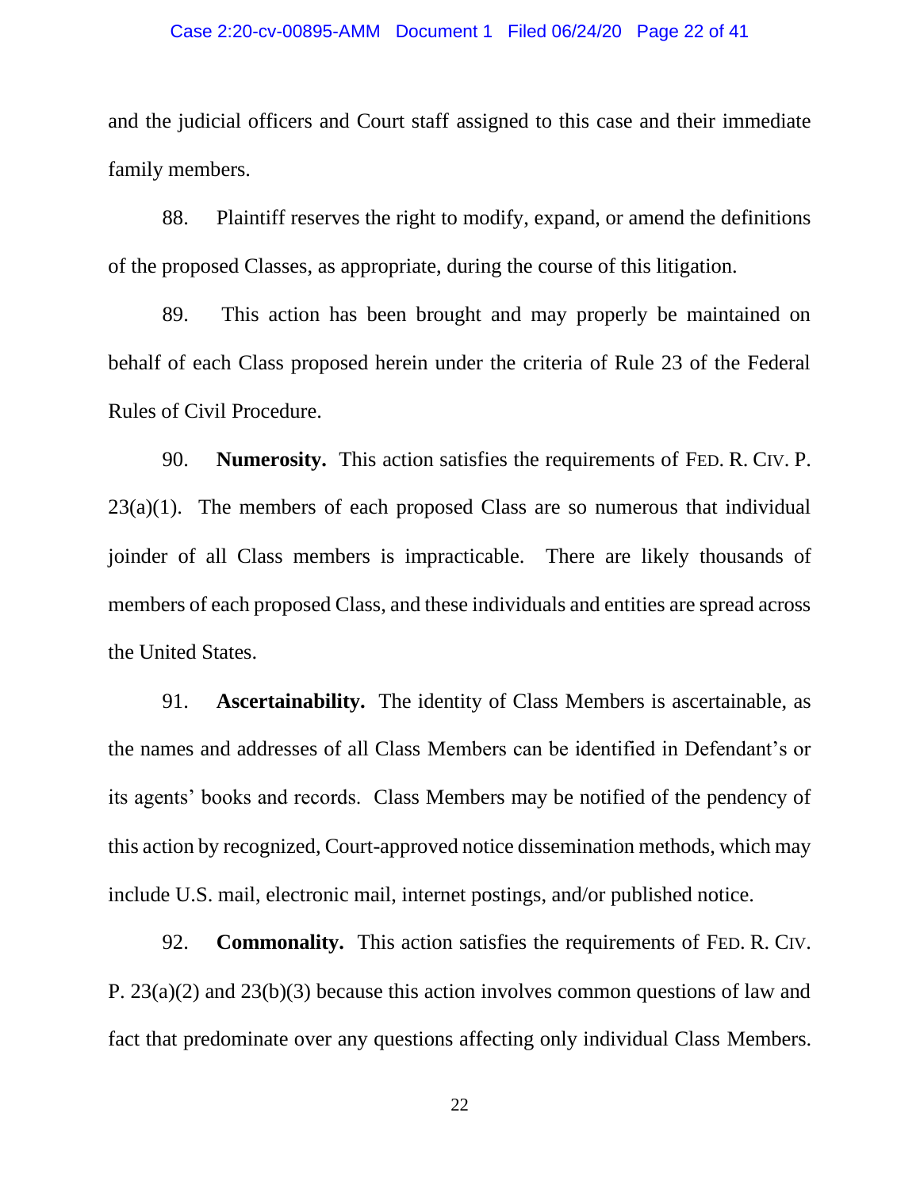and the judicial officers and Court staff assigned to this case and their immediate family members.

88. Plaintiff reserves the right to modify, expand, or amend the definitions of the proposed Classes, as appropriate, during the course of this litigation.

89. This action has been brought and may properly be maintained on behalf of each Class proposed herein under the criteria of Rule 23 of the Federal Rules of Civil Procedure.

90. **Numerosity.** This action satisfies the requirements of FED. R. CIV. P. 23(a)(1). The members of each proposed Class are so numerous that individual joinder of all Class members is impracticable. There are likely thousands of members of each proposed Class, and these individuals and entities are spread across the United States.

91. **Ascertainability.** The identity of Class Members is ascertainable, as the names and addresses of all Class Members can be identified in Defendant's or its agents' books and records. Class Members may be notified of the pendency of this action by recognized, Court-approved notice dissemination methods, which may include U.S. mail, electronic mail, internet postings, and/or published notice.

92. **Commonality.** This action satisfies the requirements of FED. R. CIV. P. 23(a)(2) and 23(b)(3) because this action involves common questions of law and fact that predominate over any questions affecting only individual Class Members.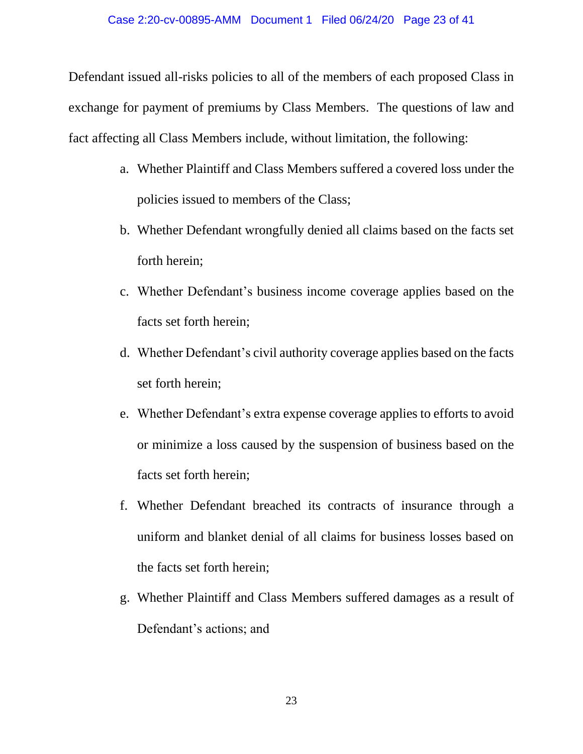Defendant issued all-risks policies to all of the members of each proposed Class in exchange for payment of premiums by Class Members. The questions of law and fact affecting all Class Members include, without limitation, the following:

a. Whether Plaintiff and Class Members suffered a covered loss under the policies issued to members of the Class;

b. Whether Defendant wrongfully denied all claims based on the facts set forth herein;

c. Whether Defendant's business income coverage applies based on the facts set forth herein;

d. Whether Defendant's civil authority coverage applies based on the facts set forth herein;

e. Whether Defendant's extra expense coverage applies to efforts to avoid or minimize a loss caused by the suspension of business based on the facts set forth herein;

f. Whether Defendant breached its contracts of insurance through a uniform and blanket denial of all claims for business losses based on the facts set forth herein;

g. Whether Plaintiff and Class Members suffered damages as a result of Defendant's actions; and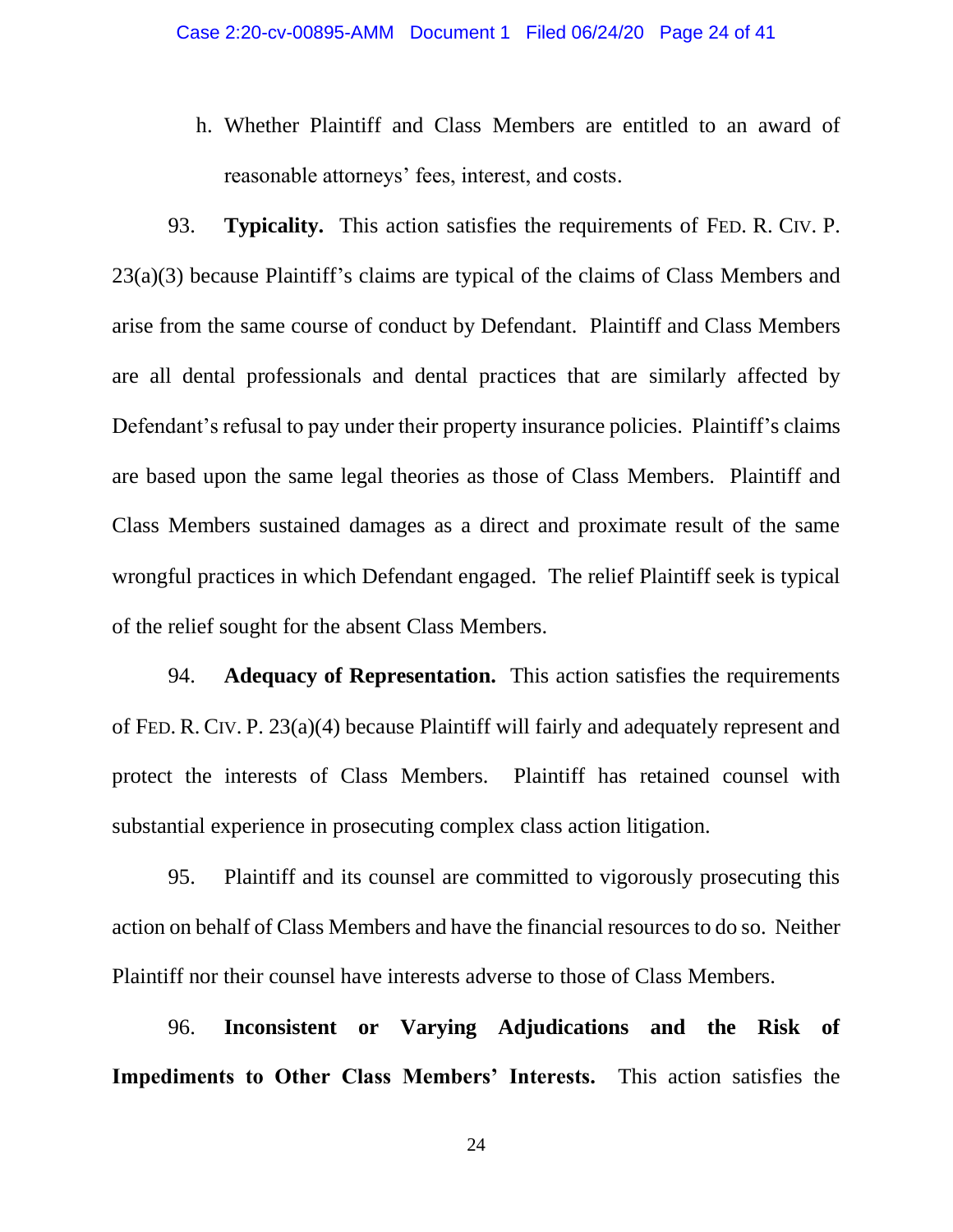h. Whether Plaintiff and Class Members are entitled to an award of reasonable attorneys' fees, interest, and costs.

93. **Typicality.** This action satisfies the requirements of FED. R. CIV. P. 23(a)(3) because Plaintiff's claims are typical of the claims of Class Members and arise from the same course of conduct by Defendant. Plaintiff and Class Members are all dental professionals and dental practices that are similarly affected by Defendant's refusal to pay under their property insurance policies. Plaintiff's claims are based upon the same legal theories as those of Class Members. Plaintiff and Class Members sustained damages as a direct and proximate result of the same wrongful practices in which Defendant engaged. The relief Plaintiff seek is typical of the relief sought for the absent Class Members.

94. **Adequacy of Representation.** This action satisfies the requirements of FED. R. CIV. P. 23(a)(4) because Plaintiff will fairly and adequately represent and protect the interests of Class Members. Plaintiff has retained counsel with substantial experience in prosecuting complex class action litigation.

95. Plaintiff and its counsel are committed to vigorously prosecuting this action on behalf of Class Members and have the financial resources to do so. Neither Plaintiff nor their counsel have interests adverse to those of Class Members.

96. **Inconsistent or Varying Adjudications and the Risk of Impediments to Other Class Members' Interests.** This action satisfies the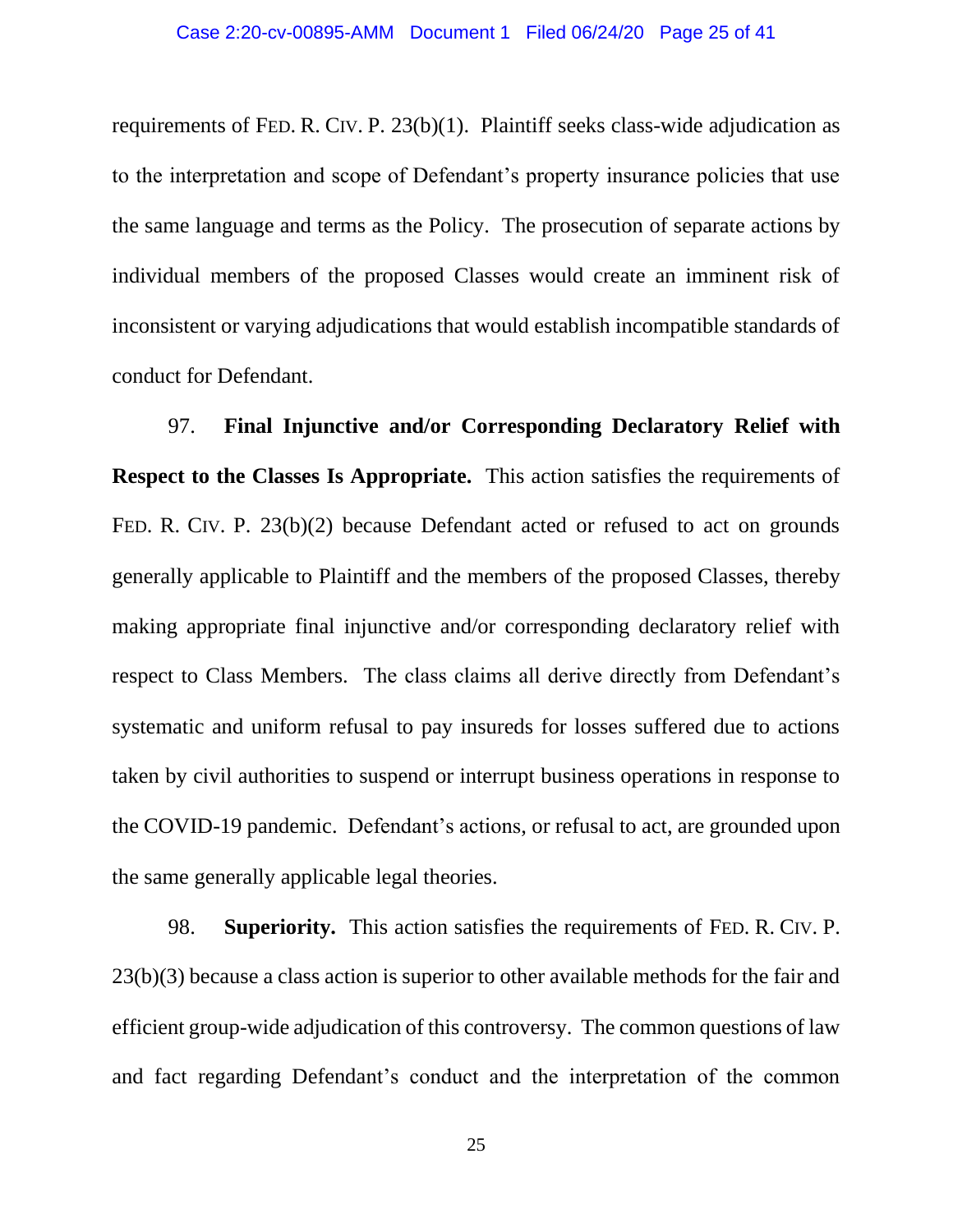requirements of FED. R. CIV. P. 23(b)(1). Plaintiff seeks class-wide adjudication as to the interpretation and scope of Defendant's property insurance policies that use the same language and terms as the Policy. The prosecution of separate actions by individual members of the proposed Classes would create an imminent risk of inconsistent or varying adjudications that would establish incompatible standards of conduct for Defendant.

97. **Final Injunctive and/or Corresponding Declaratory Relief with Respect to the Classes Is Appropriate.** This action satisfies the requirements of FED. R. CIV. P. 23(b)(2) because Defendant acted or refused to act on grounds generally applicable to Plaintiff and the members of the proposed Classes, thereby making appropriate final injunctive and/or corresponding declaratory relief with respect to Class Members. The class claims all derive directly from Defendant's systematic and uniform refusal to pay insureds for losses suffered due to actions taken by civil authorities to suspend or interrupt business operations in response to the COVID-19 pandemic. Defendant's actions, or refusal to act, are grounded upon the same generally applicable legal theories.

98. **Superiority.** This action satisfies the requirements of FED. R. CIV. P. 23(b)(3) because a class action is superior to other available methods for the fair and efficient group-wide adjudication of this controversy. The common questions of law and fact regarding Defendant's conduct and the interpretation of the common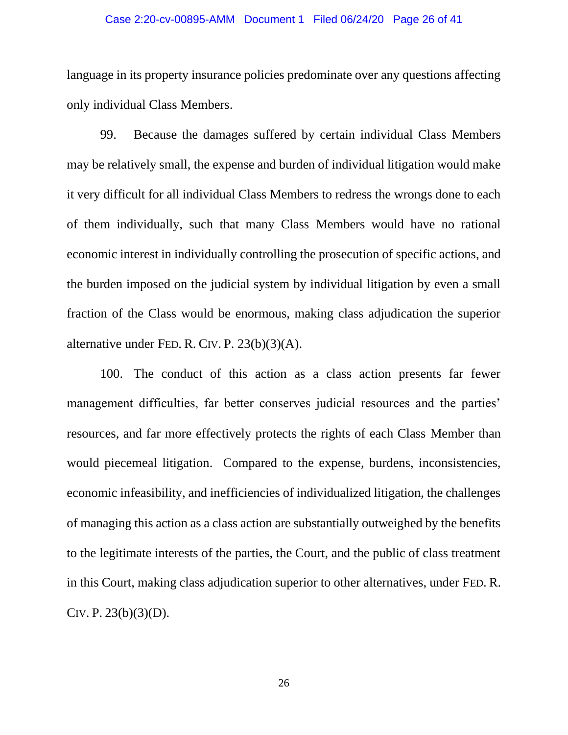language in its property insurance policies predominate over any questions affecting only individual Class Members.

99. Because the damages suffered by certain individual Class Members may be relatively small, the expense and burden of individual litigation would make it very difficult for all individual Class Members to redress the wrongs done to each of them individually, such that many Class Members would have no rational economic interest in individually controlling the prosecution of specific actions, and the burden imposed on the judicial system by individual litigation by even a small fraction of the Class would be enormous, making class adjudication the superior alternative under FED. R. CIV. P. 23(b)(3)(A).

100. The conduct of this action as a class action presents far fewer management difficulties, far better conserves judicial resources and the parties' resources, and far more effectively protects the rights of each Class Member than would piecemeal litigation. Compared to the expense, burdens, inconsistencies, economic infeasibility, and inefficiencies of individualized litigation, the challenges of managing this action as a class action are substantially outweighed by the benefits to the legitimate interests of the parties, the Court, and the public of class treatment in this Court, making class adjudication superior to other alternatives, under FED. R. CIV. P. 23(b)(3)(D).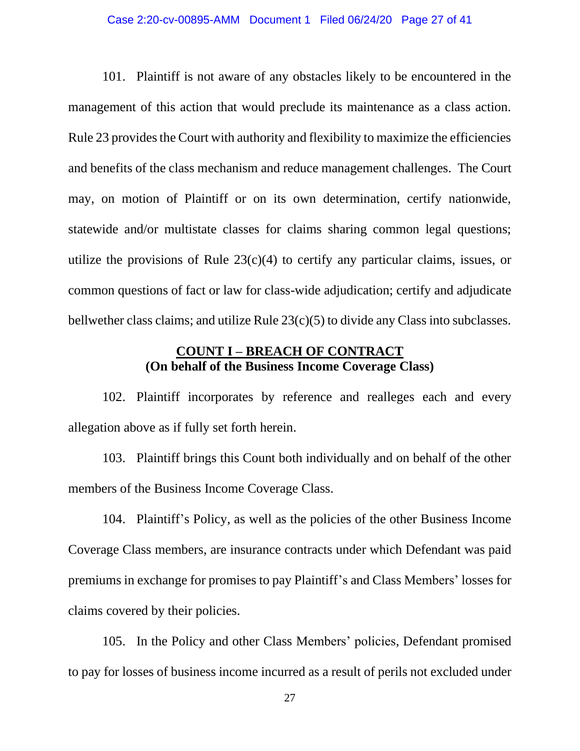101. Plaintiff is not aware of any obstacles likely to be encountered in the management of this action that would preclude its maintenance as a class action. Rule 23 provides the Court with authority and flexibility to maximize the efficiencies and benefits of the class mechanism and reduce management challenges. The Court may, on motion of Plaintiff or on its own determination, certify nationwide, statewide and/or multistate classes for claims sharing common legal questions; utilize the provisions of Rule 23(c)(4) to certify any particular claims, issues, or common questions of fact or law for class-wide adjudication; certify and adjudicate bellwether class claims; and utilize Rule 23(c)(5) to divide any Class into subclasses.

**COUNT I – BREACH OF CONTRACT**
**(On behalf of the Business Income Coverage Class)**

102. Plaintiff incorporates by reference and realleges each and every allegation above as if fully set forth herein.

103. Plaintiff brings this Count both individually and on behalf of the other members of the Business Income Coverage Class.

104. Plaintiff's Policy, as well as the policies of the other Business Income Coverage Class members, are insurance contracts under which Defendant was paid premiums in exchange for promises to pay Plaintiff's and Class Members' losses for claims covered by their policies.

105. In the Policy and other Class Members' policies, Defendant promised to pay for losses of business income incurred as a result of perils not excluded under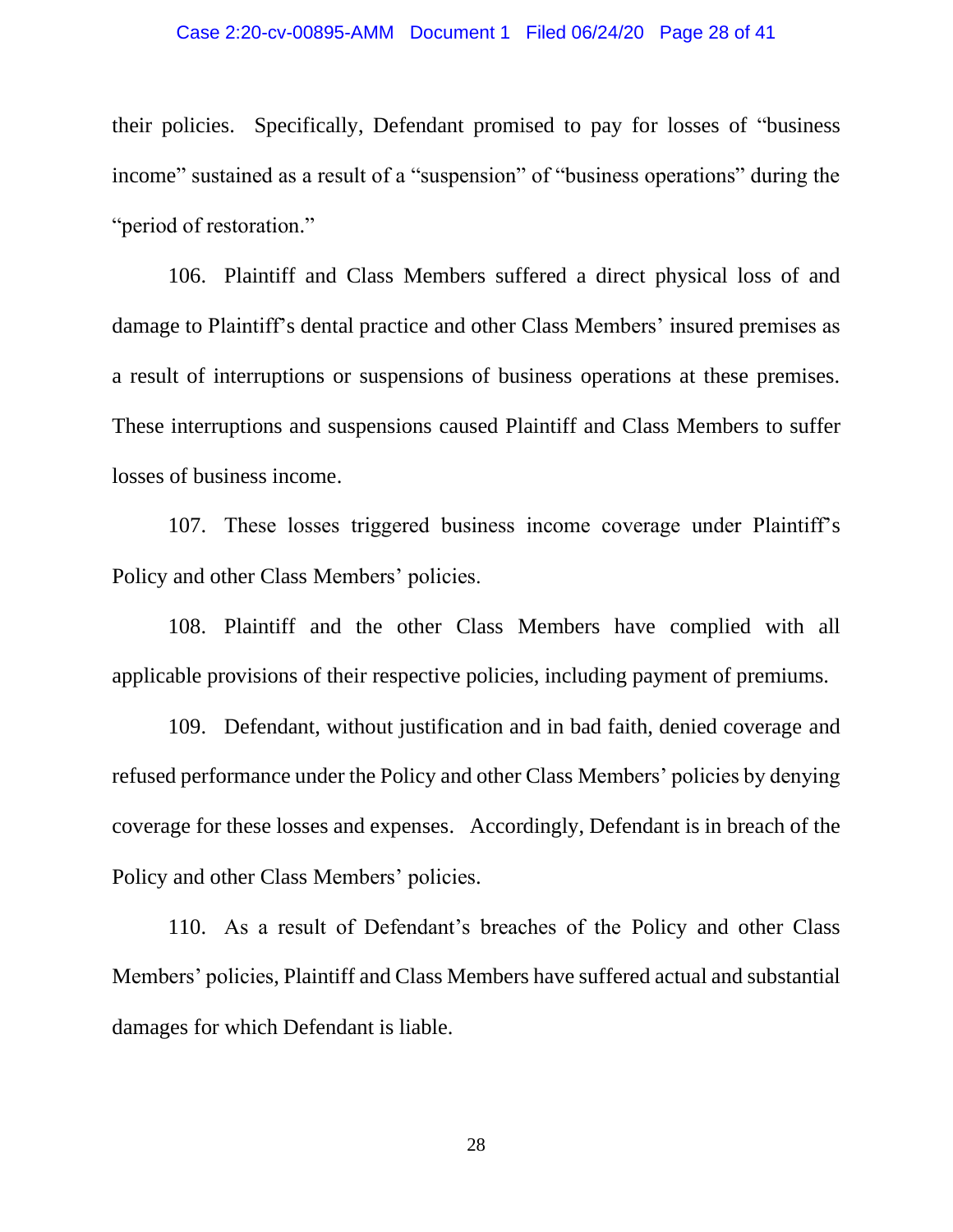their policies. Specifically, Defendant promised to pay for losses of "business income" sustained as a result of a "suspension" of "business operations" during the "period of restoration."

106. Plaintiff and Class Members suffered a direct physical loss of and damage to Plaintiff's dental practice and other Class Members' insured premises as a result of interruptions or suspensions of business operations at these premises. These interruptions and suspensions caused Plaintiff and Class Members to suffer losses of business income.

107. These losses triggered business income coverage under Plaintiff's Policy and other Class Members' policies.

108. Plaintiff and the other Class Members have complied with all applicable provisions of their respective policies, including payment of premiums.

109. Defendant, without justification and in bad faith, denied coverage and refused performance under the Policy and other Class Members' policies by denying coverage for these losses and expenses. Accordingly, Defendant is in breach of the Policy and other Class Members' policies.

110. As a result of Defendant's breaches of the Policy and other Class Members' policies, Plaintiff and Class Members have suffered actual and substantial damages for which Defendant is liable.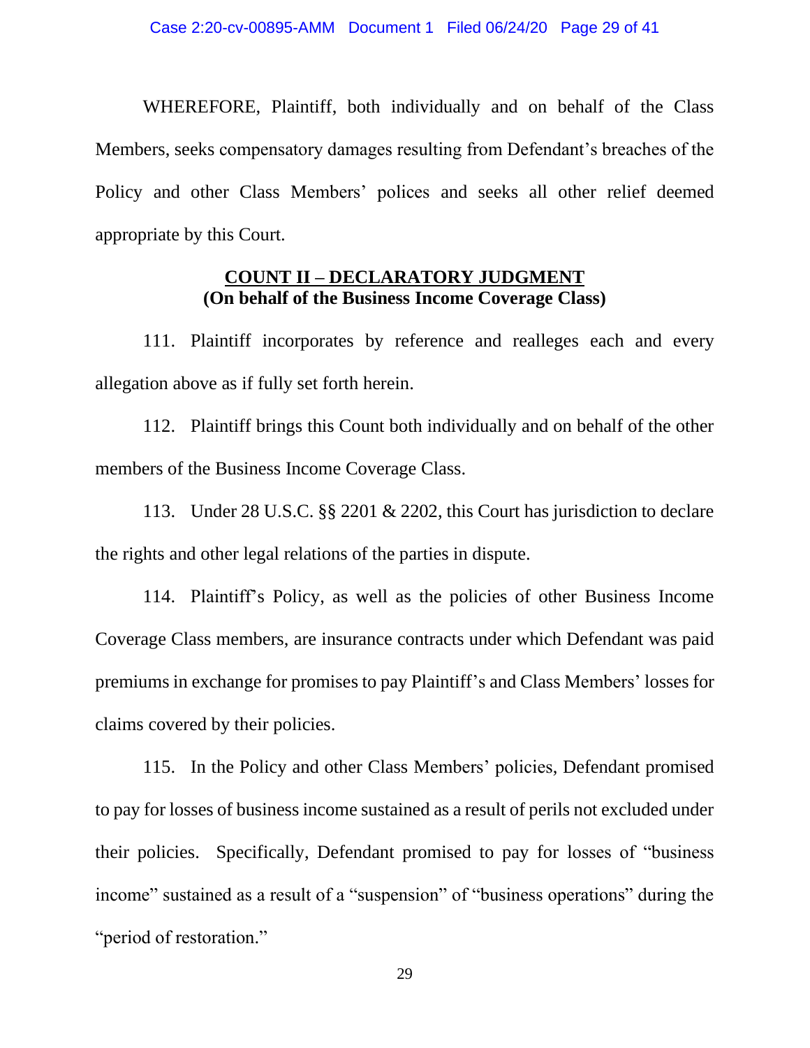WHEREFORE, Plaintiff, both individually and on behalf of the Class Members, seeks compensatory damages resulting from Defendant's breaches of the Policy and other Class Members' polices and seeks all other relief deemed appropriate by this Court.

**COUNT II – DECLARATORY JUDGMENT**
**(On behalf of the Business Income Coverage Class)**

111. Plaintiff incorporates by reference and realleges each and every allegation above as if fully set forth herein.

112. Plaintiff brings this Count both individually and on behalf of the other members of the Business Income Coverage Class.

113. Under 28 U.S.C. §§ 2201 & 2202, this Court has jurisdiction to declare the rights and other legal relations of the parties in dispute.

114. Plaintiff's Policy, as well as the policies of other Business Income Coverage Class members, are insurance contracts under which Defendant was paid premiums in exchange for promises to pay Plaintiff's and Class Members' losses for claims covered by their policies.

115. In the Policy and other Class Members' policies, Defendant promised to pay for losses of business income sustained as a result of perils not excluded under their policies. Specifically, Defendant promised to pay for losses of "business income" sustained as a result of a "suspension" of "business operations" during the "period of restoration."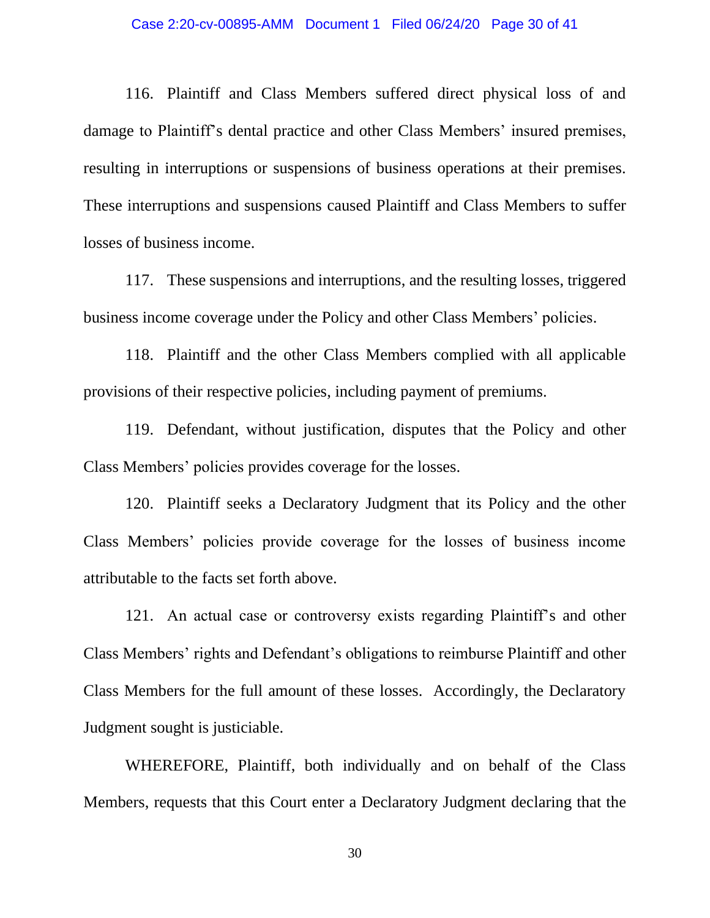116. Plaintiff and Class Members suffered direct physical loss of and damage to Plaintiff's dental practice and other Class Members' insured premises, resulting in interruptions or suspensions of business operations at their premises. These interruptions and suspensions caused Plaintiff and Class Members to suffer losses of business income.

117. These suspensions and interruptions, and the resulting losses, triggered business income coverage under the Policy and other Class Members' policies.

118. Plaintiff and the other Class Members complied with all applicable provisions of their respective policies, including payment of premiums.

119. Defendant, without justification, disputes that the Policy and other Class Members' policies provides coverage for the losses.

120. Plaintiff seeks a Declaratory Judgment that its Policy and the other Class Members' policies provide coverage for the losses of business income attributable to the facts set forth above.

121. An actual case or controversy exists regarding Plaintiff's and other Class Members' rights and Defendant's obligations to reimburse Plaintiff and other Class Members for the full amount of these losses. Accordingly, the Declaratory Judgment sought is justiciable.

WHEREFORE, Plaintiff, both individually and on behalf of the Class Members, requests that this Court enter a Declaratory Judgment declaring that the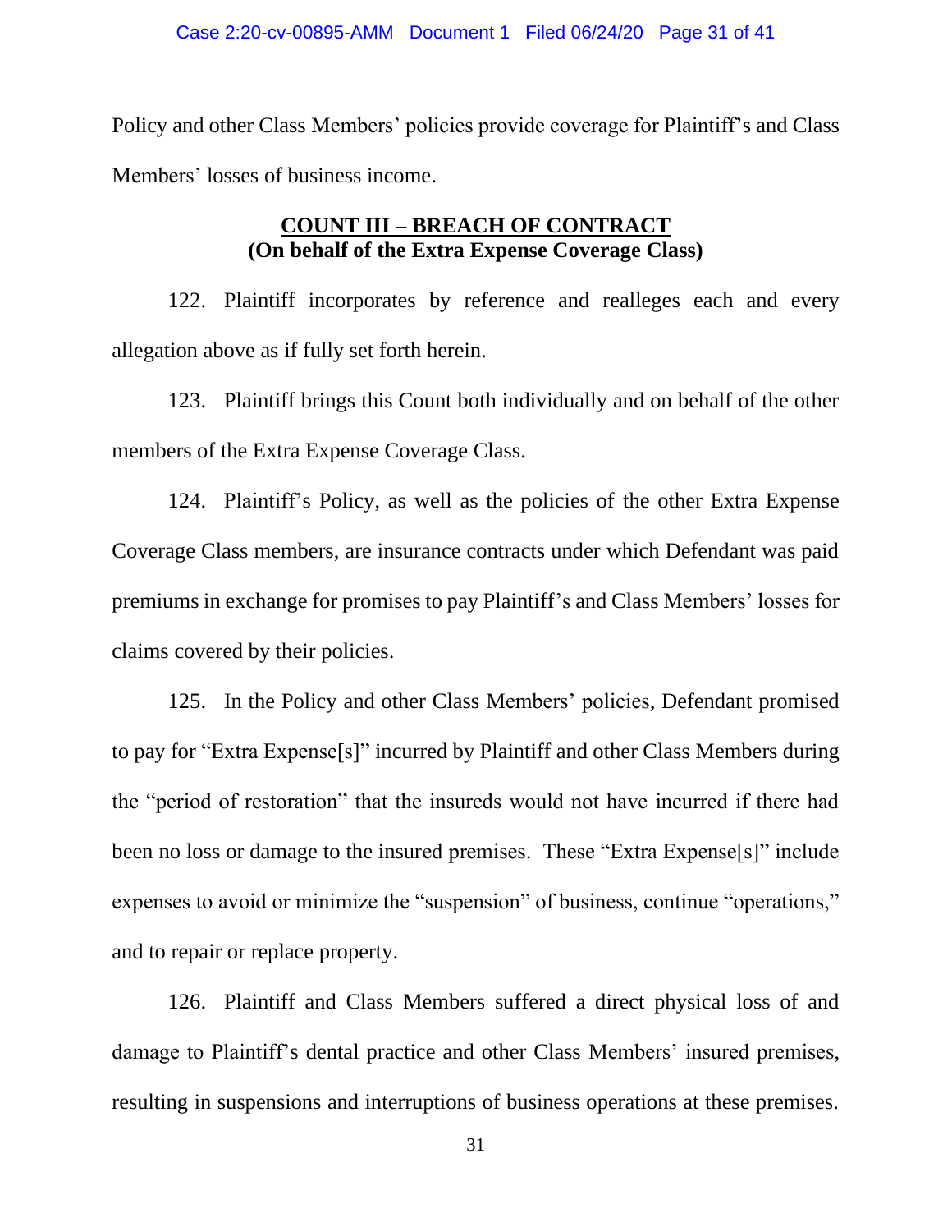Policy and other Class Members' policies provide coverage for Plaintiff's and Class Members' losses of business income.

**COUNT III – BREACH OF CONTRACT**
**(On behalf of the Extra Expense Coverage Class)**

122. Plaintiff incorporates by reference and realleges each and every allegation above as if fully set forth herein.

123. Plaintiff brings this Count both individually and on behalf of the other members of the Extra Expense Coverage Class.

124. Plaintiff's Policy, as well as the policies of the other Extra Expense Coverage Class members, are insurance contracts under which Defendant was paid premiums in exchange for promises to pay Plaintiff's and Class Members' losses for claims covered by their policies.

125. In the Policy and other Class Members' policies, Defendant promised to pay for "Extra Expense[s]" incurred by Plaintiff and other Class Members during the "period of restoration" that the insureds would not have incurred if there had been no loss or damage to the insured premises. These "Extra Expense[s]" include expenses to avoid or minimize the "suspension" of business, continue "operations," and to repair or replace property.

126. Plaintiff and Class Members suffered a direct physical loss of and damage to Plaintiff's dental practice and other Class Members' insured premises, resulting in suspensions and interruptions of business operations at these premises.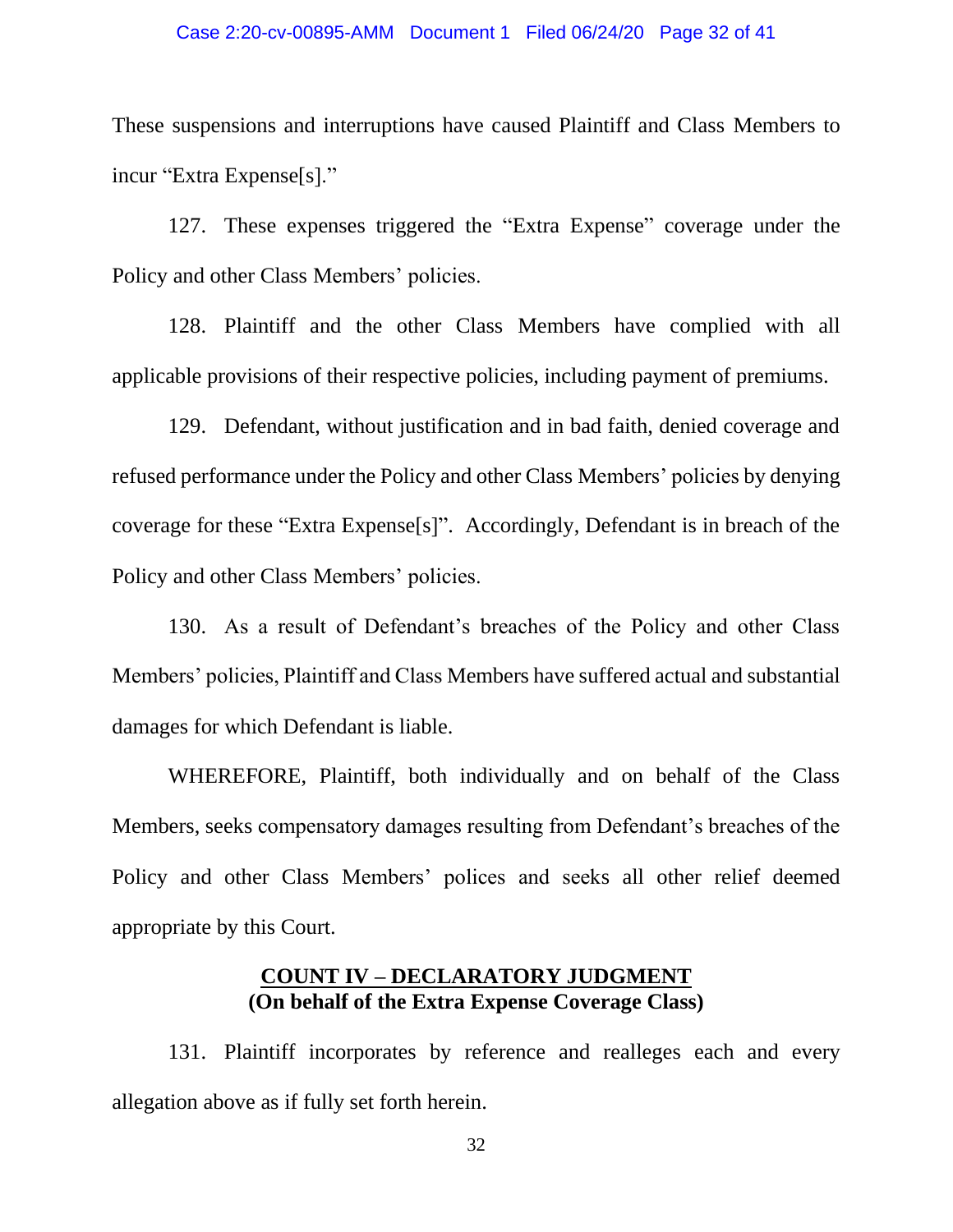These suspensions and interruptions have caused Plaintiff and Class Members to incur "Extra Expense[s]."

127. These expenses triggered the "Extra Expense" coverage under the Policy and other Class Members' policies.

128. Plaintiff and the other Class Members have complied with all applicable provisions of their respective policies, including payment of premiums.

129. Defendant, without justification and in bad faith, denied coverage and refused performance under the Policy and other Class Members' policies by denying coverage for these "Extra Expense[s]". Accordingly, Defendant is in breach of the Policy and other Class Members' policies.

130. As a result of Defendant's breaches of the Policy and other Class Members' policies, Plaintiff and Class Members have suffered actual and substantial damages for which Defendant is liable.

WHEREFORE, Plaintiff, both individually and on behalf of the Class Members, seeks compensatory damages resulting from Defendant's breaches of the Policy and other Class Members' polices and seeks all other relief deemed appropriate by this Court.

## COUNT IV – DECLARATORY JUDGMENT
**(On behalf of the Extra Expense Coverage Class)**

131. Plaintiff incorporates by reference and realleges each and every allegation above as if fully set forth herein.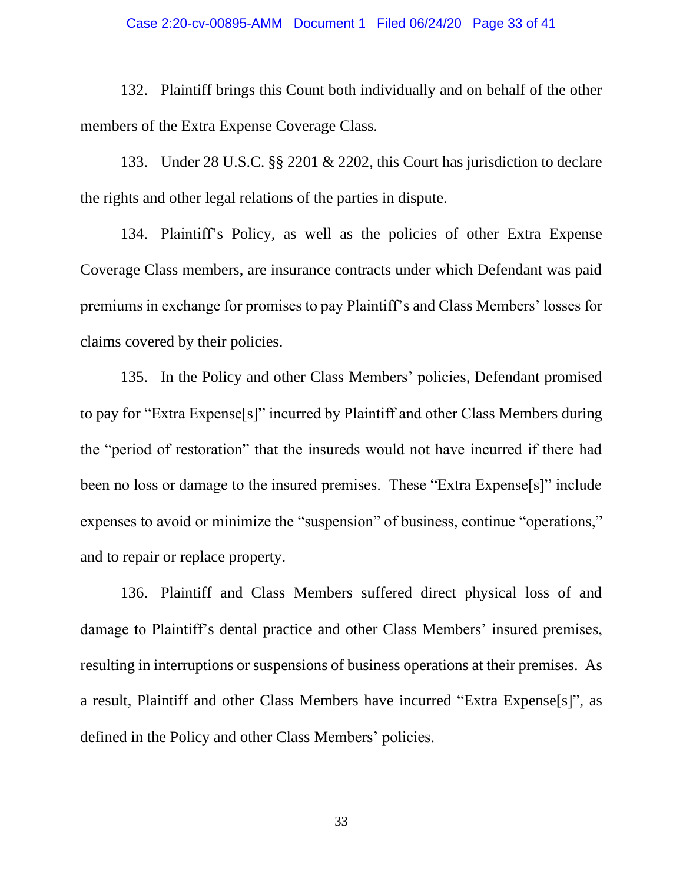132. Plaintiff brings this Count both individually and on behalf of the other members of the Extra Expense Coverage Class.

133. Under 28 U.S.C. §§ 2201 & 2202, this Court has jurisdiction to declare the rights and other legal relations of the parties in dispute.

134. Plaintiff's Policy, as well as the policies of other Extra Expense Coverage Class members, are insurance contracts under which Defendant was paid premiums in exchange for promises to pay Plaintiff's and Class Members' losses for claims covered by their policies.

135. In the Policy and other Class Members' policies, Defendant promised to pay for "Extra Expense[s]" incurred by Plaintiff and other Class Members during the "period of restoration" that the insureds would not have incurred if there had been no loss or damage to the insured premises. These "Extra Expense[s]" include expenses to avoid or minimize the "suspension" of business, continue "operations," and to repair or replace property.

136. Plaintiff and Class Members suffered direct physical loss of and damage to Plaintiff's dental practice and other Class Members' insured premises, resulting in interruptions or suspensions of business operations at their premises. As a result, Plaintiff and other Class Members have incurred "Extra Expense[s]", as defined in the Policy and other Class Members' policies.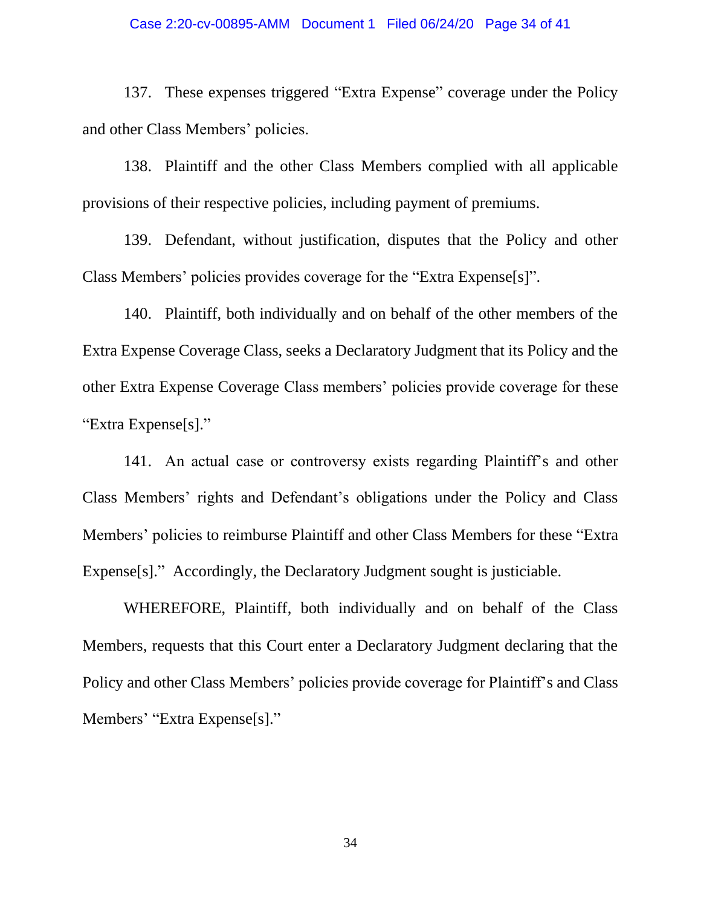137. These expenses triggered "Extra Expense" coverage under the Policy and other Class Members' policies.

138. Plaintiff and the other Class Members complied with all applicable provisions of their respective policies, including payment of premiums.

139. Defendant, without justification, disputes that the Policy and other Class Members' policies provides coverage for the "Extra Expense[s]".

140. Plaintiff, both individually and on behalf of the other members of the Extra Expense Coverage Class, seeks a Declaratory Judgment that its Policy and the other Extra Expense Coverage Class members' policies provide coverage for these "Extra Expense[s]."

141. An actual case or controversy exists regarding Plaintiff's and other Class Members' rights and Defendant's obligations under the Policy and Class Members' policies to reimburse Plaintiff and other Class Members for these "Extra Expense[s]." Accordingly, the Declaratory Judgment sought is justiciable.

WHEREFORE, Plaintiff, both individually and on behalf of the Class Members, requests that this Court enter a Declaratory Judgment declaring that the Policy and other Class Members' policies provide coverage for Plaintiff's and Class Members' "Extra Expense[s]."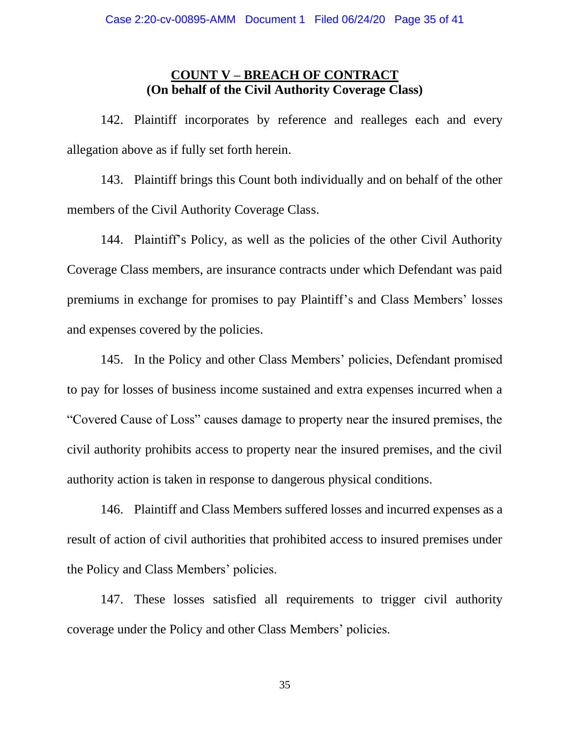## COUNT V – BREACH OF CONTRACT
**(On behalf of the Civil Authority Coverage Class)**

142. Plaintiff incorporates by reference and realleges each and every allegation above as if fully set forth herein.

143. Plaintiff brings this Count both individually and on behalf of the other members of the Civil Authority Coverage Class.

144. Plaintiff's Policy, as well as the policies of the other Civil Authority Coverage Class members, are insurance contracts under which Defendant was paid premiums in exchange for promises to pay Plaintiff's and Class Members' losses and expenses covered by the policies.

145. In the Policy and other Class Members' policies, Defendant promised to pay for losses of business income sustained and extra expenses incurred when a "Covered Cause of Loss" causes damage to property near the insured premises, the civil authority prohibits access to property near the insured premises, and the civil authority action is taken in response to dangerous physical conditions.

146. Plaintiff and Class Members suffered losses and incurred expenses as a result of action of civil authorities that prohibited access to insured premises under the Policy and Class Members' policies.

147. These losses satisfied all requirements to trigger civil authority coverage under the Policy and other Class Members' policies.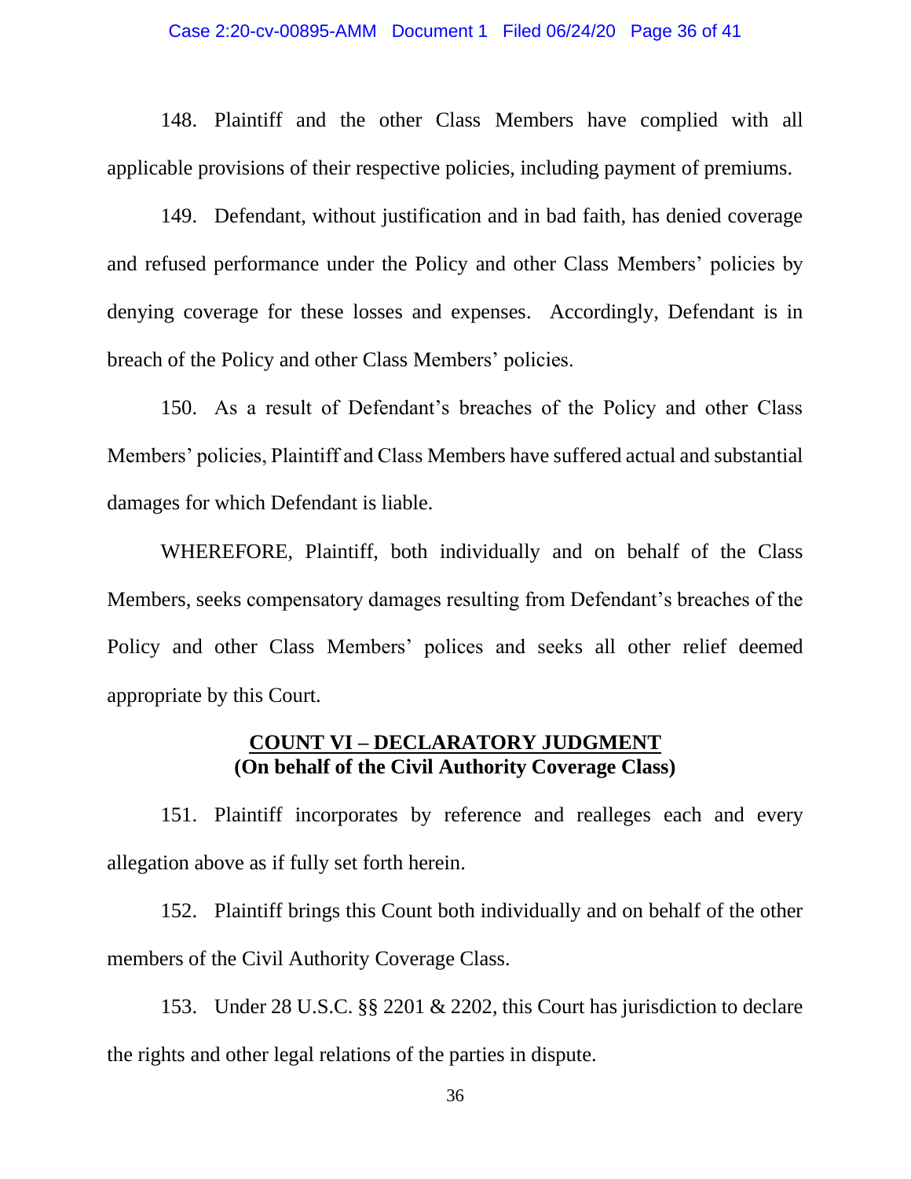148. Plaintiff and the other Class Members have complied with all applicable provisions of their respective policies, including payment of premiums.

149. Defendant, without justification and in bad faith, has denied coverage and refused performance under the Policy and other Class Members' policies by denying coverage for these losses and expenses. Accordingly, Defendant is in breach of the Policy and other Class Members' policies.

150. As a result of Defendant's breaches of the Policy and other Class Members' policies, Plaintiff and Class Members have suffered actual and substantial damages for which Defendant is liable.

WHEREFORE, Plaintiff, both individually and on behalf of the Class Members, seeks compensatory damages resulting from Defendant's breaches of the Policy and other Class Members' polices and seeks all other relief deemed appropriate by this Court.

## COUNT VI – DECLARATORY JUDGMENT
**(On behalf of the Civil Authority Coverage Class)**

151. Plaintiff incorporates by reference and realleges each and every allegation above as if fully set forth herein.

152. Plaintiff brings this Count both individually and on behalf of the other members of the Civil Authority Coverage Class.

153. Under 28 U.S.C. §§ 2201 & 2202, this Court has jurisdiction to declare the rights and other legal relations of the parties in dispute.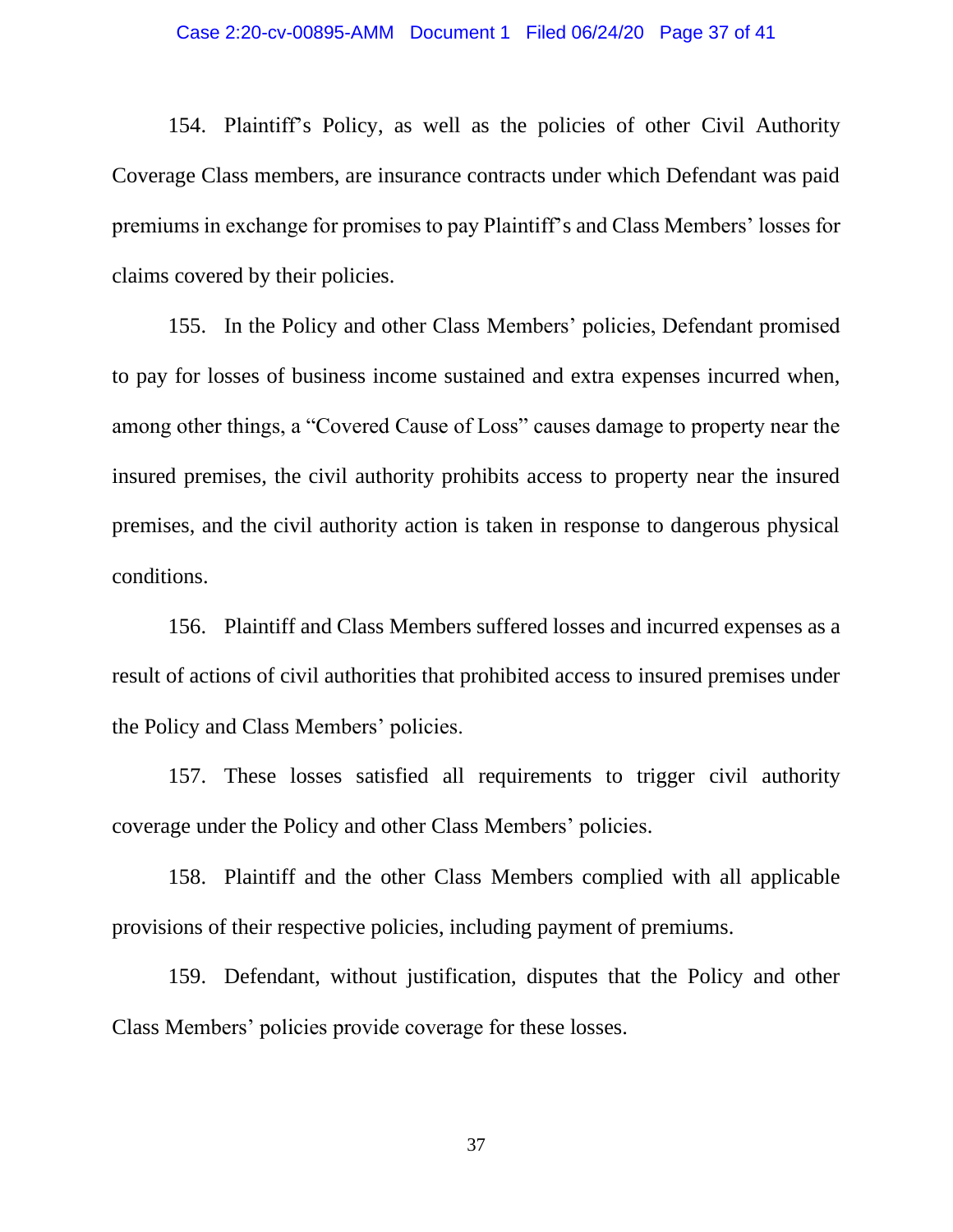154. Plaintiff's Policy, as well as the policies of other Civil Authority Coverage Class members, are insurance contracts under which Defendant was paid premiums in exchange for promises to pay Plaintiff's and Class Members' losses for claims covered by their policies.

155. In the Policy and other Class Members' policies, Defendant promised to pay for losses of business income sustained and extra expenses incurred when, among other things, a "Covered Cause of Loss" causes damage to property near the insured premises, the civil authority prohibits access to property near the insured premises, and the civil authority action is taken in response to dangerous physical conditions.

156. Plaintiff and Class Members suffered losses and incurred expenses as a result of actions of civil authorities that prohibited access to insured premises under the Policy and Class Members' policies.

157. These losses satisfied all requirements to trigger civil authority coverage under the Policy and other Class Members' policies.

158. Plaintiff and the other Class Members complied with all applicable provisions of their respective policies, including payment of premiums.

159. Defendant, without justification, disputes that the Policy and other Class Members' policies provide coverage for these losses.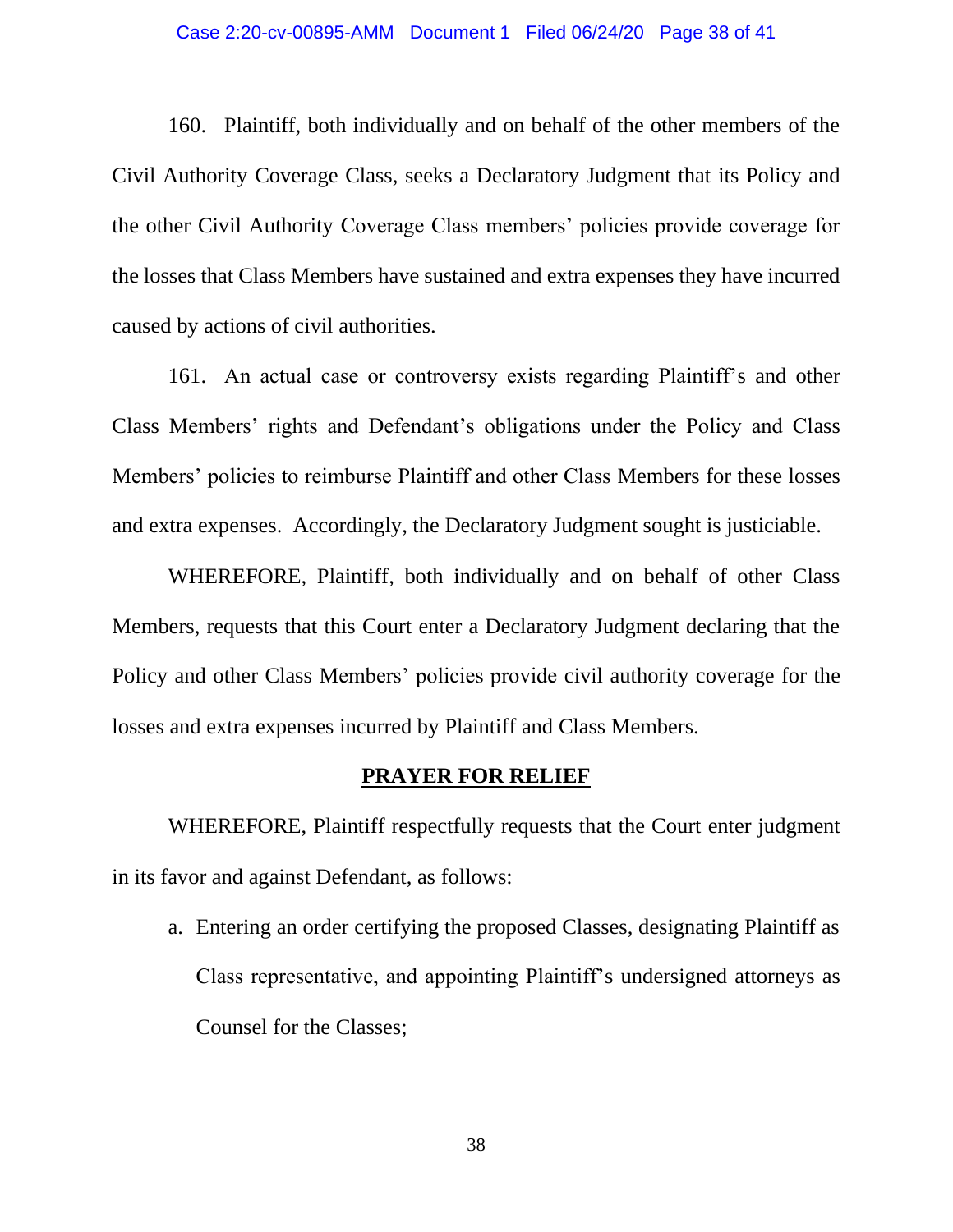160. Plaintiff, both individually and on behalf of the other members of the Civil Authority Coverage Class, seeks a Declaratory Judgment that its Policy and the other Civil Authority Coverage Class members' policies provide coverage for the losses that Class Members have sustained and extra expenses they have incurred caused by actions of civil authorities.

161. An actual case or controversy exists regarding Plaintiff's and other Class Members' rights and Defendant's obligations under the Policy and Class Members' policies to reimburse Plaintiff and other Class Members for these losses and extra expenses. Accordingly, the Declaratory Judgment sought is justiciable.

WHEREFORE, Plaintiff, both individually and on behalf of other Class Members, requests that this Court enter a Declaratory Judgment declaring that the Policy and other Class Members' policies provide civil authority coverage for the losses and extra expenses incurred by Plaintiff and Class Members.

## **PRAYER FOR RELIEF**

WHEREFORE, Plaintiff respectfully requests that the Court enter judgment in its favor and against Defendant, as follows:

a. Entering an order certifying the proposed Classes, designating Plaintiff as Class representative, and appointing Plaintiff's undersigned attorneys as Counsel for the Classes;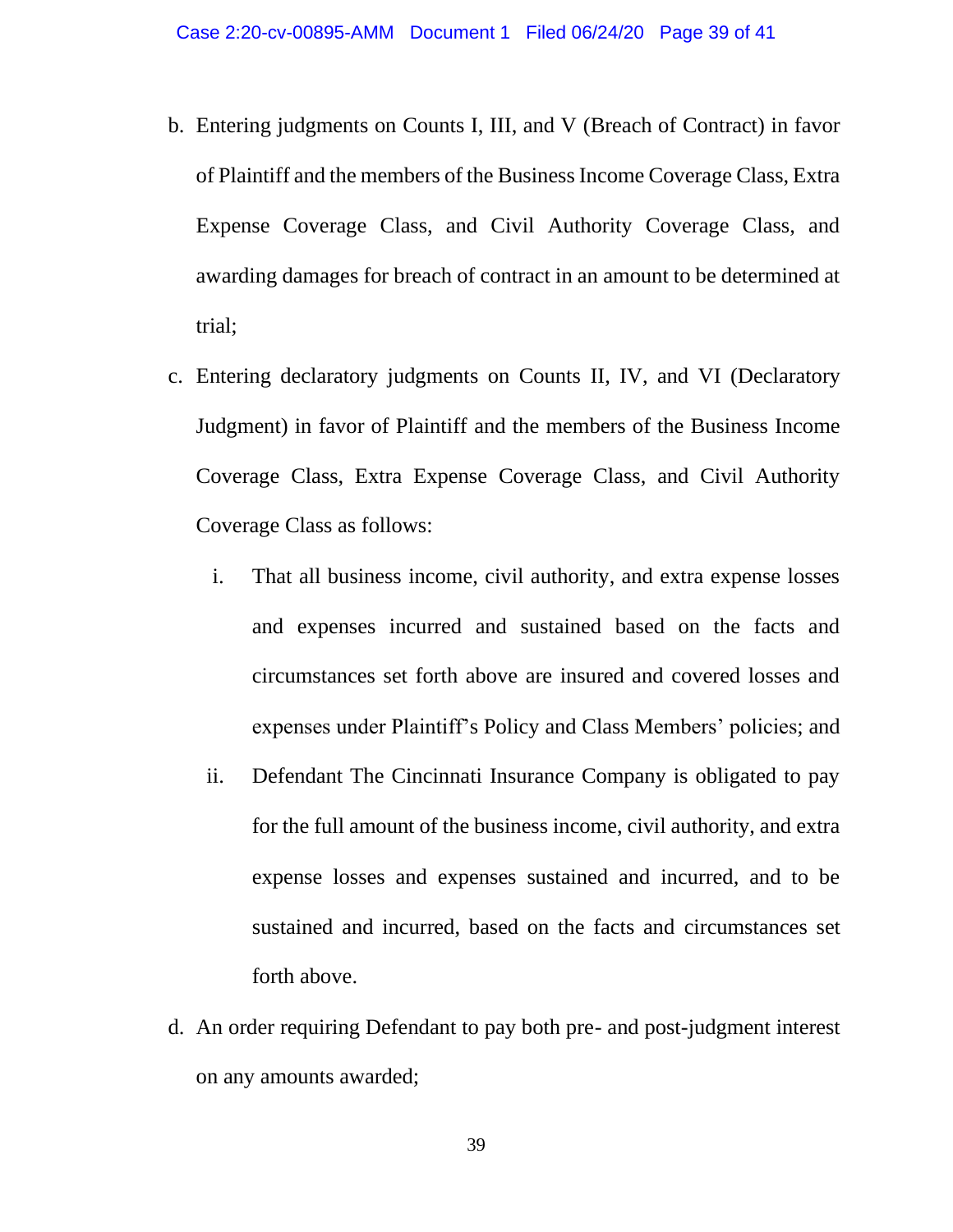b. Entering judgments on Counts I, III, and V (Breach of Contract) in favor of Plaintiff and the members of the Business Income Coverage Class, Extra Expense Coverage Class, and Civil Authority Coverage Class, and awarding damages for breach of contract in an amount to be determined at trial;

c. Entering declaratory judgments on Counts II, IV, and VI (Declaratory Judgment) in favor of Plaintiff and the members of the Business Income Coverage Class, Extra Expense Coverage Class, and Civil Authority Coverage Class as follows:

   i. That all business income, civil authority, and extra expense losses and expenses incurred and sustained based on the facts and circumstances set forth above are insured and covered losses and expenses under Plaintiff's Policy and Class Members' policies; and

   ii. Defendant The Cincinnati Insurance Company is obligated to pay for the full amount of the business income, civil authority, and extra expense losses and expenses sustained and incurred, and to be sustained and incurred, based on the facts and circumstances set forth above.

d. An order requiring Defendant to pay both pre- and post-judgment interest on any amounts awarded;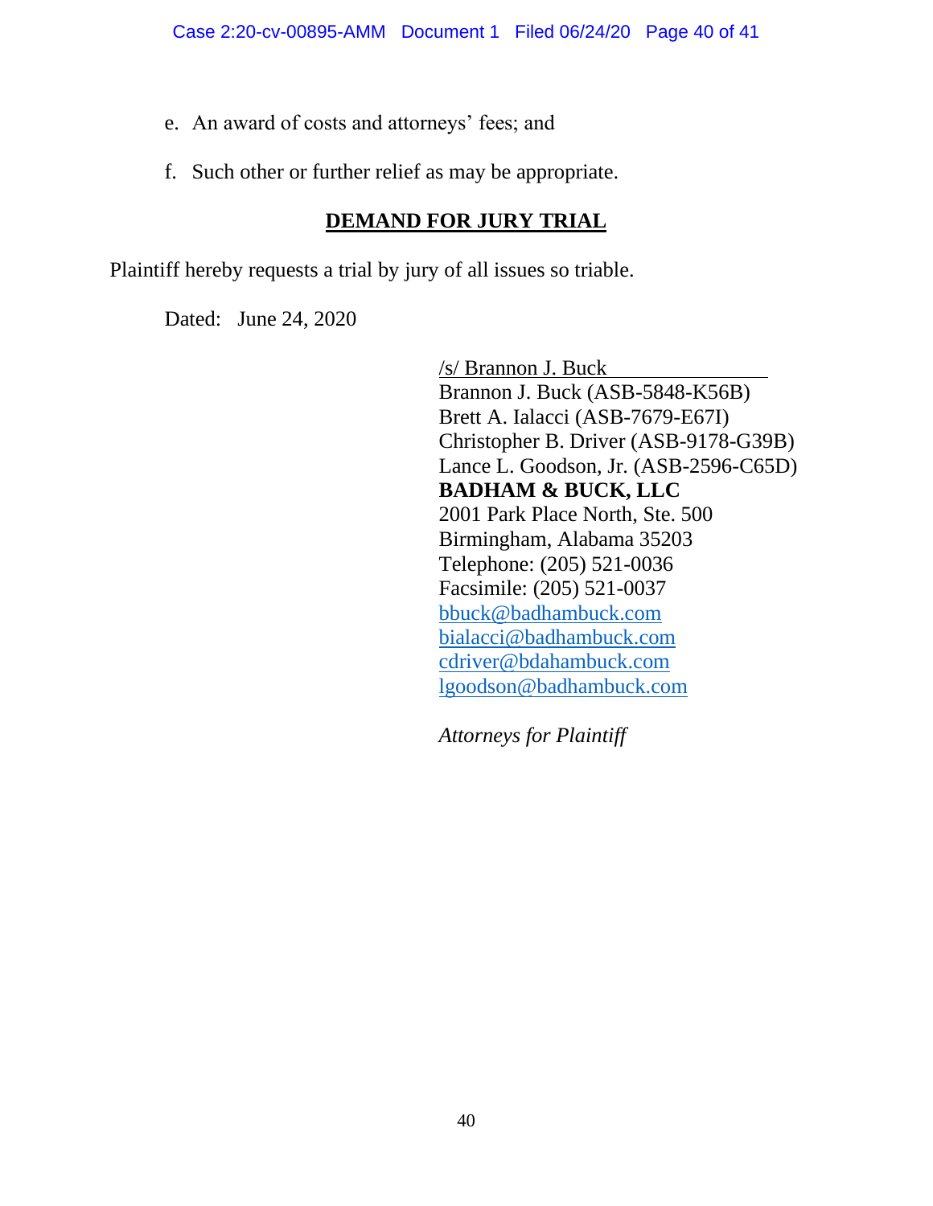e. An award of costs and attorneys' fees; and

f. Such other or further relief as may be appropriate.

**DEMAND FOR JURY TRIAL**

Plaintiff hereby requests a trial by jury of all issues so triable.

Dated: June 24, 2020

/s/ Brannon J. Buck
Brannon J. Buck (ASB-5848-K56B)
Brett A. Ialacci (ASB-7679-E67I)
Christopher B. Driver (ASB-9178-G39B)
Lance L. Goodson, Jr. (ASB-2596-C65D)
**BADHAM & BUCK, LLC**
2001 Park Place North, Ste. 500
Birmingham, Alabama 35203
Telephone: (205) 521-0036
Facsimile: (205) 521-0037
bbuck@badhambuck.com
bialacci@badhambuck.com
cdriver@bdahambuck.com
lgoodson@badhambuck.com

*Attorneys for Plaintiff*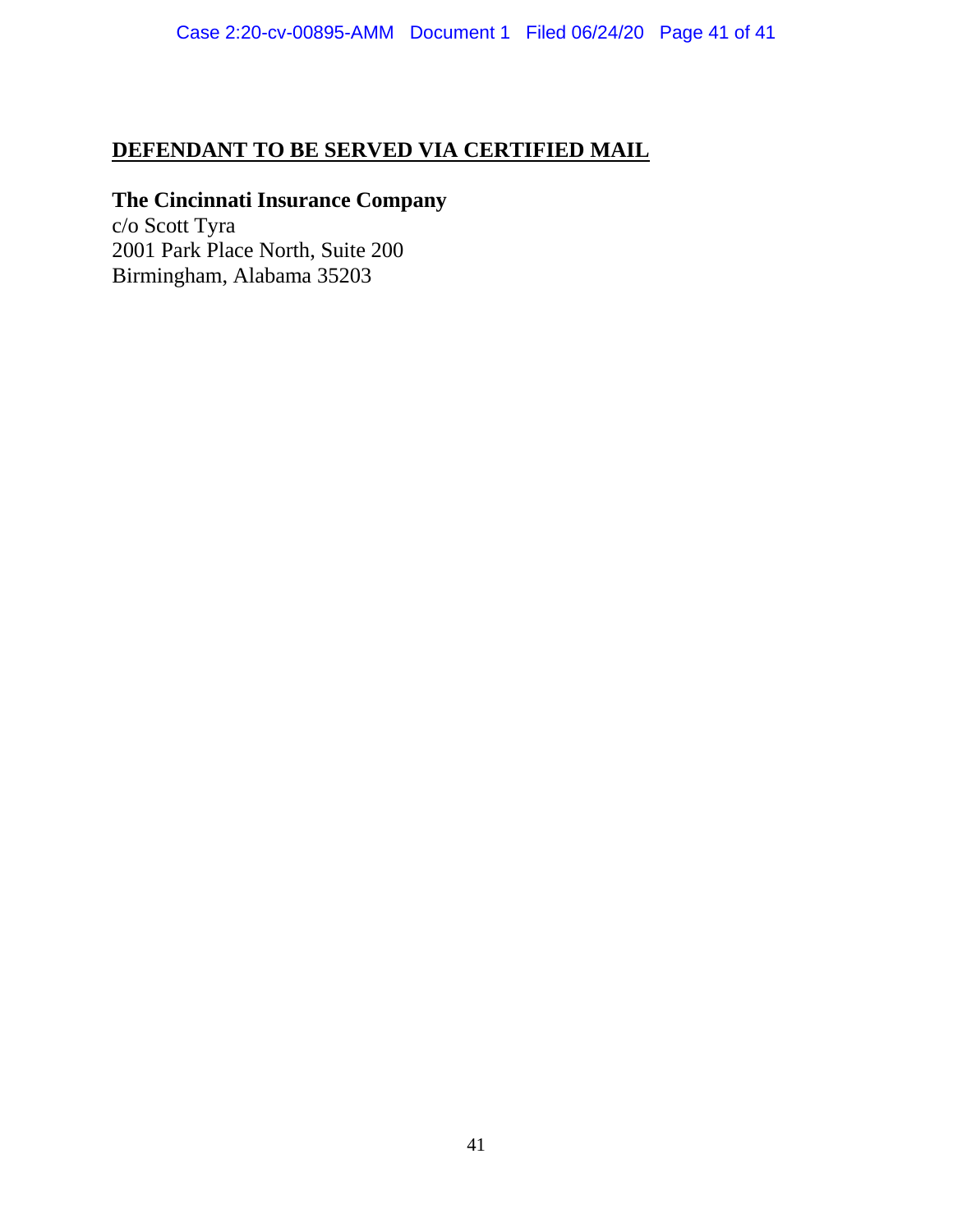**<u>DEFENDANT TO BE SERVED VIA CERTIFIED MAIL</u>**

**The Cincinnati Insurance Company**
c/o Scott Tyra
2001 Park Place North, Suite 200
Birmingham, Alabama 35203